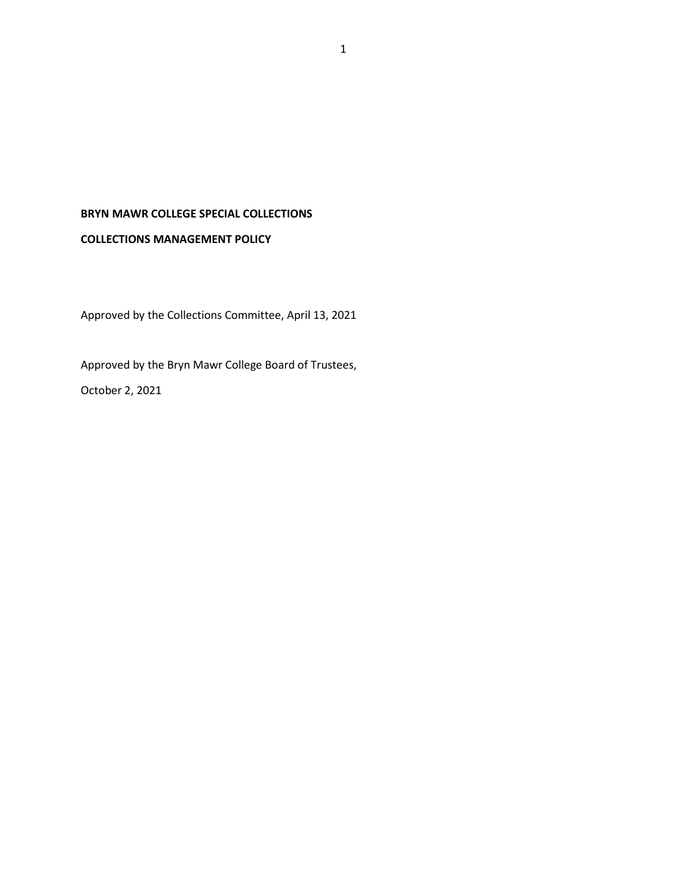**BRYN MAWR COLLEGE SPECIAL COLLECTIONS**

**COLLECTIONS MANAGEMENT POLICY**

Approved by the Collections Committee, April 13, 2021

Approved by the Bryn Mawr College Board of Trustees,

October 2, 2021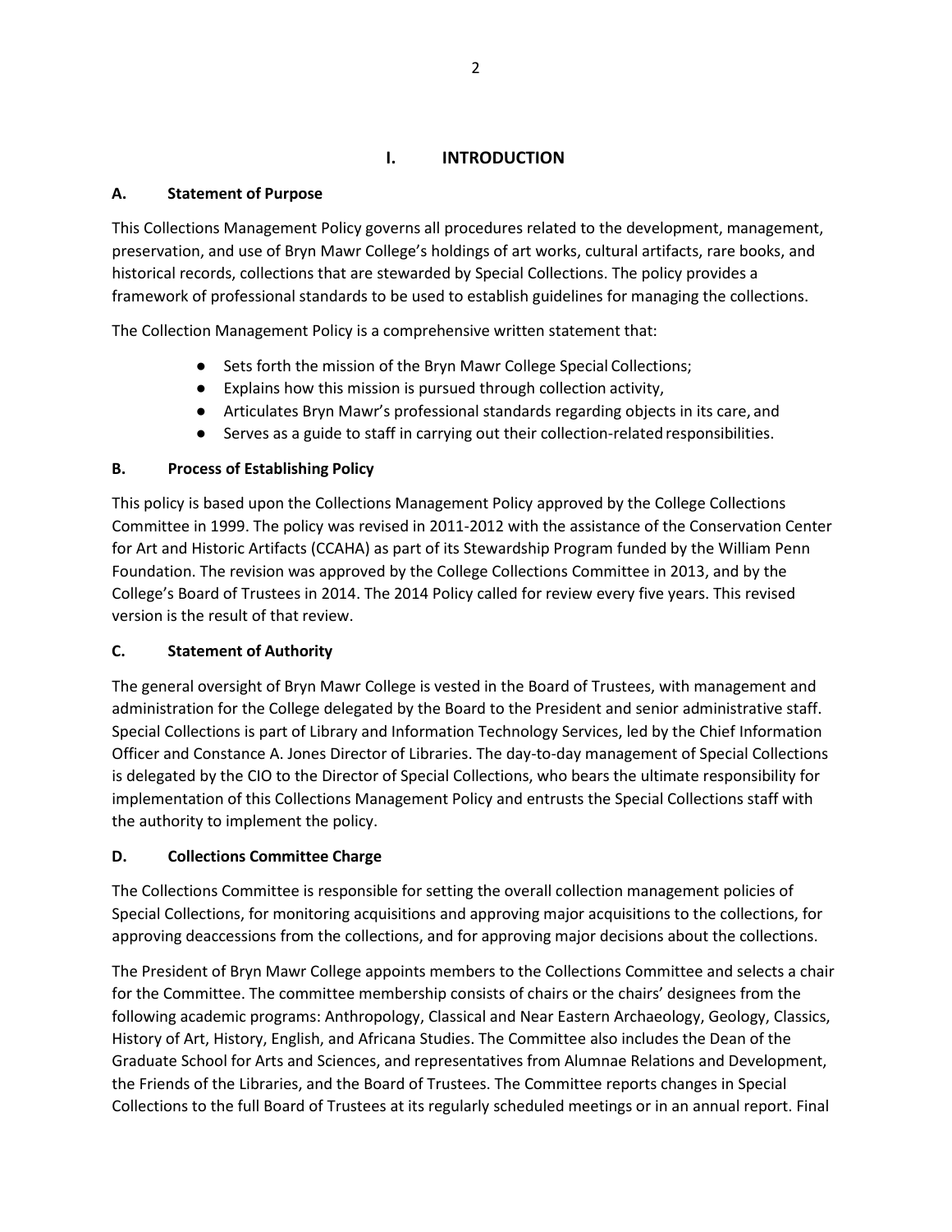# I. INTRODUCTION

## A. Statement of Purpose

This Collections Management Policy governs all procedures related to the development, management, preservation, and use of Bryn Mawr College's holdings of art works, cultural artifacts, rare books, and historical records, collections that are stewarded by Special Collections. The policy provides a framework of professional standards to be used to establish guidelines for managing the collections.

The Collection Management Policy is a comprehensive written statement that:

- Sets forth the mission of the Bryn Mawr College Special Collections;
- Explains how this mission is pursued through collection activity,
- Articulates Bryn Mawr's professional standards regarding objects in its care, and
- Serves as a guide to staff in carrying out their collection-related responsibilities.

## B. Process of Establishing Policy

This policy is based upon the Collections Management Policy approved by the College Collections Committee in 1999. The policy was revised in 2011-2012 with the assistance of the Conservation Center for Art and Historic Artifacts (CCAHA) as part of its Stewardship Program funded by the William Penn Foundation. The revision was approved by the College Collections Committee in 2013, and by the College's Board of Trustees in 2014. The 2014 Policy called for review every five years. This revised version is the result of that review.

## C. Statement of Authority

The general oversight of Bryn Mawr College is vested in the Board of Trustees, with management and administration for the College delegated by the Board to the President and senior administrative staff. Special Collections is part of Library and Information Technology Services, led by the Chief Information Officer and Constance A. Jones Director of Libraries. The day-to-day management of Special Collections is delegated by the CIO to the Director of Special Collections, who bears the ultimate responsibility for implementation of this Collections Management Policy and entrusts the Special Collections staff with the authority to implement the policy.

## D. Collections Committee Charge

The Collections Committee is responsible for setting the overall collection management policies of Special Collections, for monitoring acquisitions and approving major acquisitions to the collections, for approving deaccessions from the collections, and for approving major decisions about the collections.

The President of Bryn Mawr College appoints members to the Collections Committee and selects a chair for the Committee. The committee membership consists of chairs or the chairs' designees from the following academic programs: Anthropology, Classical and Near Eastern Archaeology, Geology, Classics, History of Art, History, English, and Africana Studies. The Committee also includes the Dean of the Graduate School for Arts and Sciences, and representatives from Alumnae Relations and Development, the Friends of the Libraries, and the Board of Trustees. The Committee reports changes in Special Collections to the full Board of Trustees at its regularly scheduled meetings or in an annual report. Final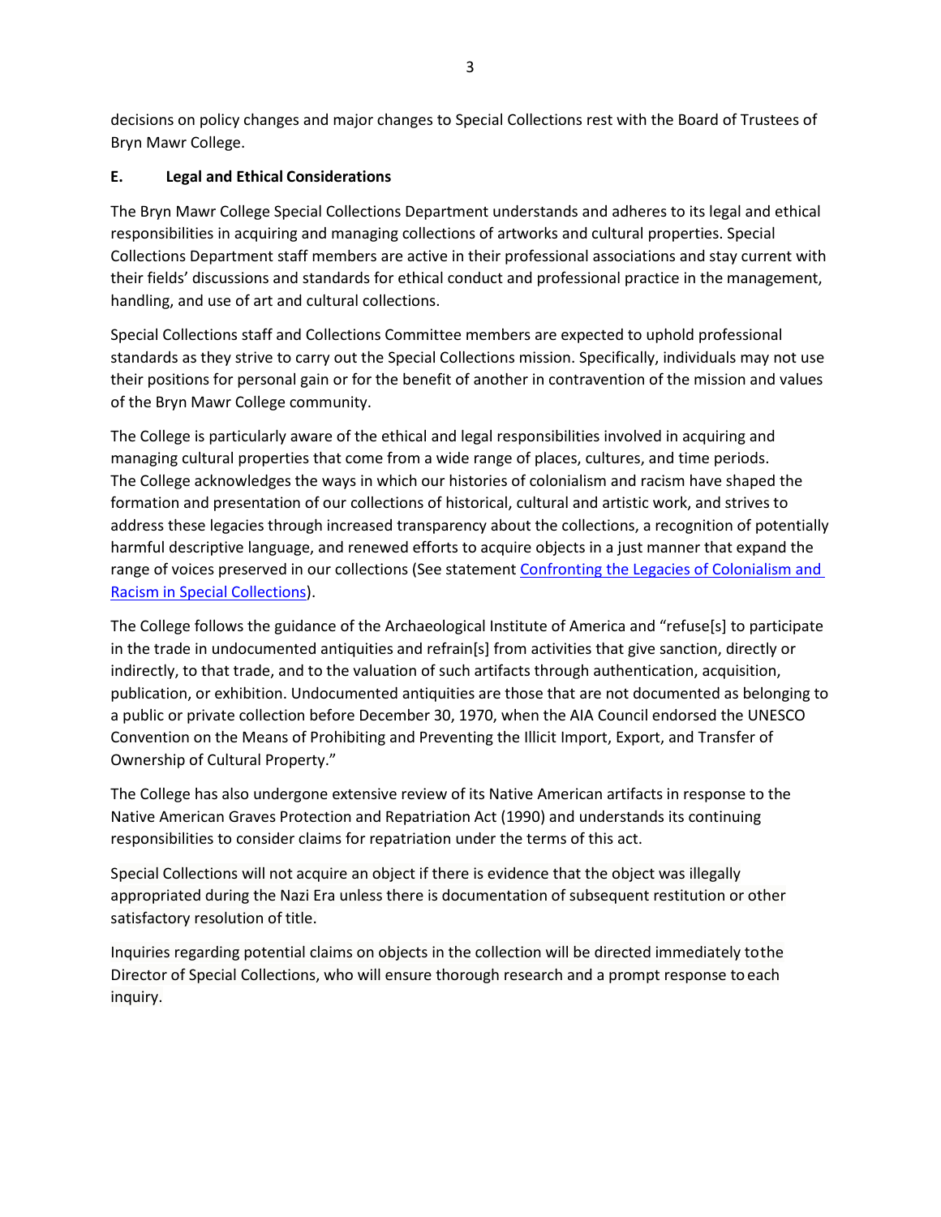decisions on policy changes and major changes to Special Collections rest with the Board of Trustees of Bryn Mawr College.

### E. Legal and Ethical Considerations

The Bryn Mawr College Special Collections Department understands and adheres to its legal and ethical responsibilities in acquiring and managing collections of artworks and cultural properties. Special Collections Department staff members are active in their professional associations and stay current with their fields' discussions and standards for ethical conduct and professional practice in the management, handling, and use of art and cultural collections.

Special Collections staff and Collections Committee members are expected to uphold professional standards as they strive to carry out the Special Collections mission. Specifically, individuals may not use their positions for personal gain or for the benefit of another in contravention of the mission and values of the Bryn Mawr College community.

The College is particularly aware of the ethical and legal responsibilities involved in acquiring and managing cultural properties that come from a wide range of places, cultures, and time periods. The College acknowledges the ways in which our histories of colonialism and racism have shaped the formation and presentation of our collections of historical, cultural and artistic work, and strives to address these legacies through increased transparency about the collections, a recognition of potentially harmful descriptive language, and renewed efforts to acquire objects in a just manner that expand the range of voices preserved in our collections (See statement Confronting the Legacies of Colonialism and Racism in Special Collections).

The College follows the guidance of the Archaeological Institute of America and "refuse[s] to participate in the trade in undocumented antiquities and refrain[s] from activities that give sanction, directly or indirectly, to that trade, and to the valuation of such artifacts through authentication, acquisition, publication, or exhibition. Undocumented antiquities are those that are not documented as belonging to a public or private collection before December 30, 1970, when the AIA Council endorsed the UNESCO Convention on the Means of Prohibiting and Preventing the Illicit Import, Export, and Transfer of Ownership of Cultural Property."

The College has also undergone extensive review of its Native American artifacts in response to the Native American Graves Protection and Repatriation Act (1990) and understands its continuing responsibilities to consider claims for repatriation under the terms of this act.

Special Collections will not acquire an object if there is evidence that the object was illegally appropriated during the Nazi Era unless there is documentation of subsequent restitution or other satisfactory resolution of title.

Inquiries regarding potential claims on objects in the collection will be directed immediately to the Director of Special Collections, who will ensure thorough research and a prompt response to each inquiry.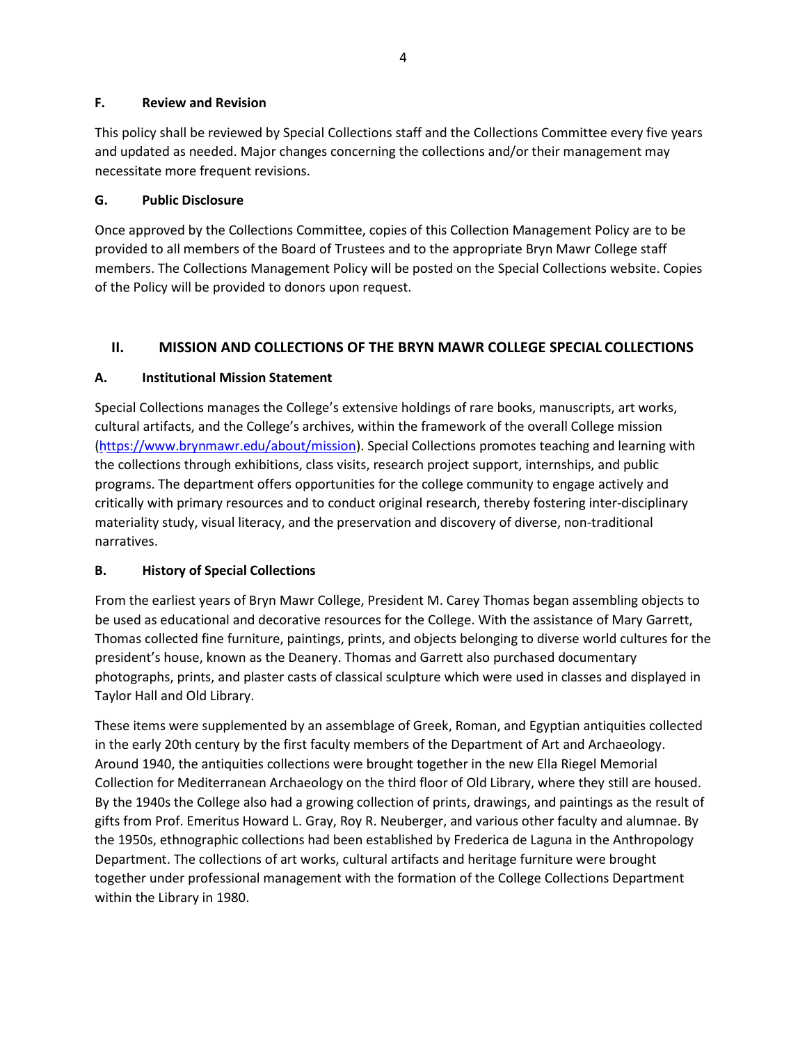### F. Review and Revision

This policy shall be reviewed by Special Collections staff and the Collections Committee every five years and updated as needed. Major changes concerning the collections and/or their management may necessitate more frequent revisions.

### G. Public Disclosure

Once approved by the Collections Committee, copies of this Collection Management Policy are to be provided to all members of the Board of Trustees and to the appropriate Bryn Mawr College staff members. The Collections Management Policy will be posted on the Special Collections website. Copies of the Policy will be provided to donors upon request.

## II. MISSION AND COLLECTIONS OF THE BRYN MAWR COLLEGE SPECIAL COLLECTIONS

### A. Institutional Mission Statement

Special Collections manages the College's extensive holdings of rare books, manuscripts, art works, cultural artifacts, and the College's archives, within the framework of the overall College mission (https://www.brynmawr.edu/about/mission). Special Collections promotes teaching and learning with the collections through exhibitions, class visits, research project support, internships, and public programs. The department offers opportunities for the college community to engage actively and critically with primary resources and to conduct original research, thereby fostering inter-disciplinary materiality study, visual literacy, and the preservation and discovery of diverse, non-traditional narratives.

### B. History of Special Collections

From the earliest years of Bryn Mawr College, President M. Carey Thomas began assembling objects to be used as educational and decorative resources for the College. With the assistance of Mary Garrett, Thomas collected fine furniture, paintings, prints, and objects belonging to diverse world cultures for the president's house, known as the Deanery. Thomas and Garrett also purchased documentary photographs, prints, and plaster casts of classical sculpture which were used in classes and displayed in Taylor Hall and Old Library.

These items were supplemented by an assemblage of Greek, Roman, and Egyptian antiquities collected in the early 20th century by the first faculty members of the Department of Art and Archaeology. Around 1940, the antiquities collections were brought together in the new Ella Riegel Memorial Collection for Mediterranean Archaeology on the third floor of Old Library, where they still are housed. By the 1940s the College also had a growing collection of prints, drawings, and paintings as the result of gifts from Prof. Emeritus Howard L. Gray, Roy R. Neuberger, and various other faculty and alumnae. By the 1950s, ethnographic collections had been established by Frederica de Laguna in the Anthropology Department. The collections of art works, cultural artifacts and heritage furniture were brought together under professional management with the formation of the College Collections Department within the Library in 1980.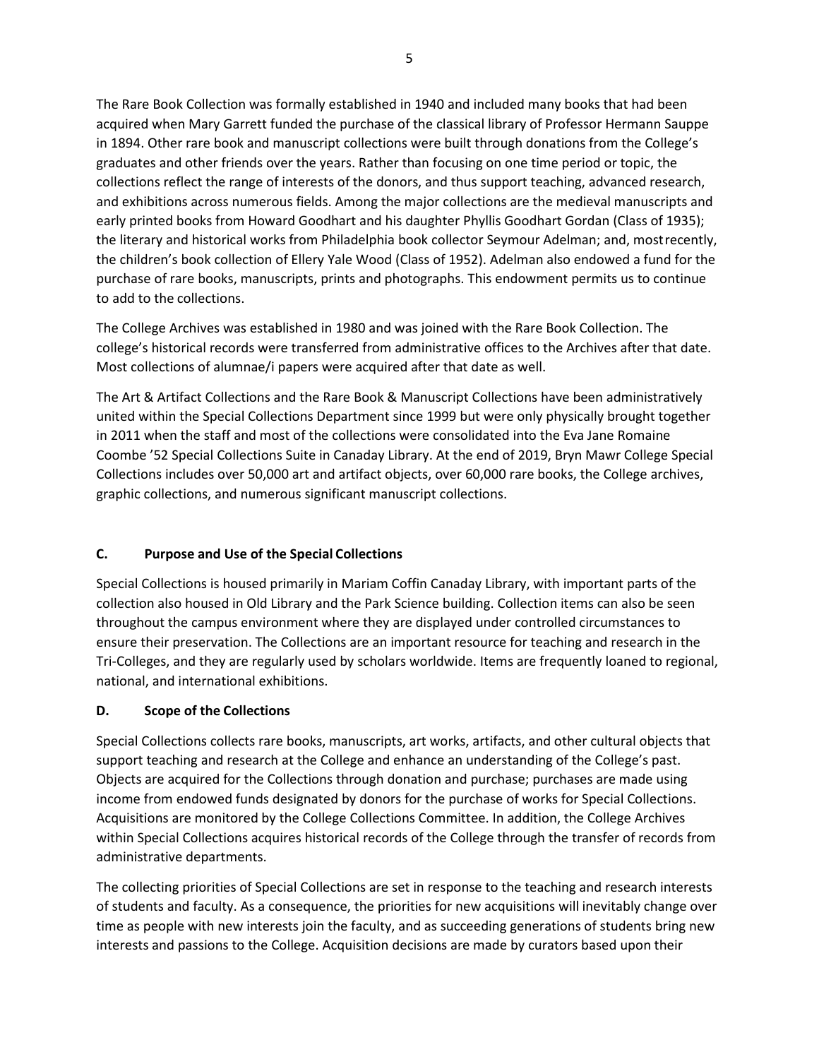The Rare Book Collection was formally established in 1940 and included many books that had been acquired when Mary Garrett funded the purchase of the classical library of Professor Hermann Sauppe in 1894. Other rare book and manuscript collections were built through donations from the College's graduates and other friends over the years. Rather than focusing on one time period or topic, the collections reflect the range of interests of the donors, and thus support teaching, advanced research, and exhibitions across numerous fields. Among the major collections are the medieval manuscripts and early printed books from Howard Goodhart and his daughter Phyllis Goodhart Gordan (Class of 1935); the literary and historical works from Philadelphia book collector Seymour Adelman; and, most recently, the children's book collection of Ellery Yale Wood (Class of 1952). Adelman also endowed a fund for the purchase of rare books, manuscripts, prints and photographs. This endowment permits us to continue to add to the collections.

The College Archives was established in 1980 and was joined with the Rare Book Collection. The college's historical records were transferred from administrative offices to the Archives after that date. Most collections of alumnae/i papers were acquired after that date as well.

The Art & Artifact Collections and the Rare Book & Manuscript Collections have been administratively united within the Special Collections Department since 1999 but were only physically brought together in 2011 when the staff and most of the collections were consolidated into the Eva Jane Romaine Coombe '52 Special Collections Suite in Canaday Library. At the end of 2019, Bryn Mawr College Special Collections includes over 50,000 art and artifact objects, over 60,000 rare books, the College archives, graphic collections, and numerous significant manuscript collections.

## C. Purpose and Use of the Special Collections

Special Collections is housed primarily in Mariam Coffin Canaday Library, with important parts of the collection also housed in Old Library and the Park Science building. Collection items can also be seen throughout the campus environment where they are displayed under controlled circumstances to ensure their preservation. The Collections are an important resource for teaching and research in the Tri-Colleges, and they are regularly used by scholars worldwide. Items are frequently loaned to regional, national, and international exhibitions.

## D. Scope of the Collections

Special Collections collects rare books, manuscripts, art works, artifacts, and other cultural objects that support teaching and research at the College and enhance an understanding of the College's past. Objects are acquired for the Collections through donation and purchase; purchases are made using income from endowed funds designated by donors for the purchase of works for Special Collections. Acquisitions are monitored by the College Collections Committee. In addition, the College Archives within Special Collections acquires historical records of the College through the transfer of records from administrative departments.

The collecting priorities of Special Collections are set in response to the teaching and research interests of students and faculty. As a consequence, the priorities for new acquisitions will inevitably change over time as people with new interests join the faculty, and as succeeding generations of students bring new interests and passions to the College. Acquisition decisions are made by curators based upon their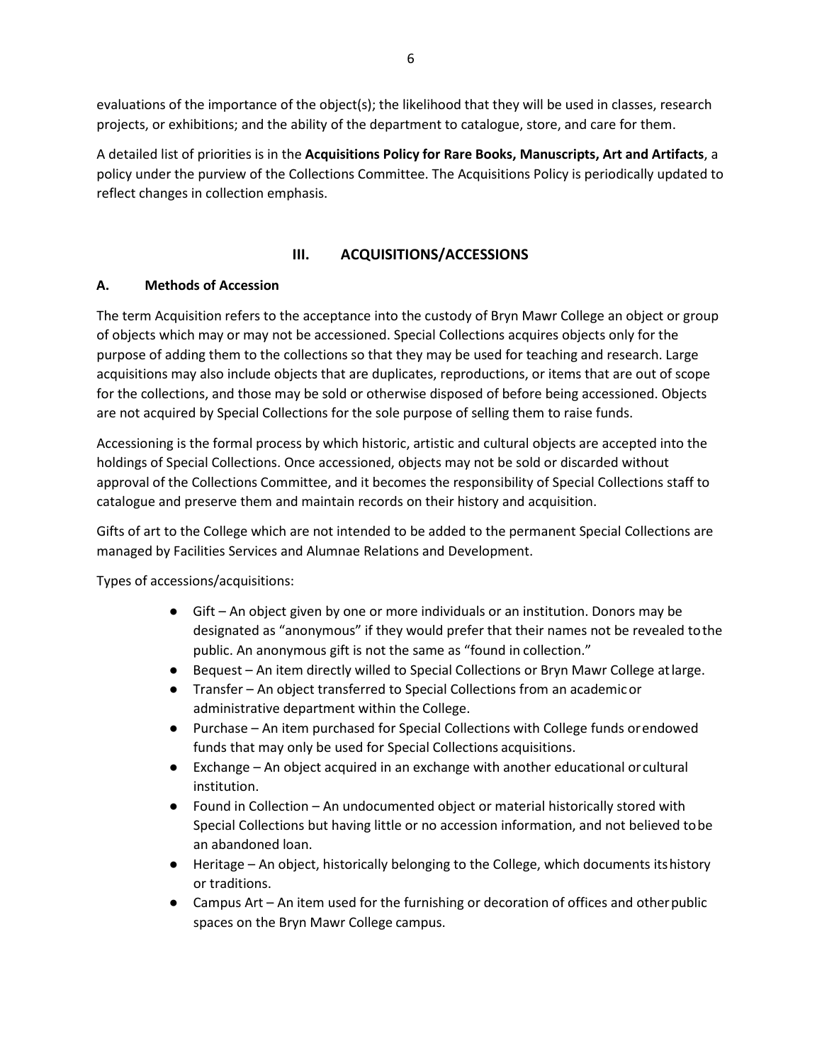evaluations of the importance of the object(s); the likelihood that they will be used in classes, research projects, or exhibitions; and the ability of the department to catalogue, store, and care for them.

A detailed list of priorities is in the **Acquisitions Policy for Rare Books, Manuscripts, Art and Artifacts**, a policy under the purview of the Collections Committee. The Acquisitions Policy is periodically updated to reflect changes in collection emphasis.

## III. ACQUISITIONS/ACCESSIONS

### A. Methods of Accession

The term Acquisition refers to the acceptance into the custody of Bryn Mawr College an object or group of objects which may or may not be accessioned. Special Collections acquires objects only for the purpose of adding them to the collections so that they may be used for teaching and research. Large acquisitions may also include objects that are duplicates, reproductions, or items that are out of scope for the collections, and those may be sold or otherwise disposed of before being accessioned. Objects are not acquired by Special Collections for the sole purpose of selling them to raise funds.

Accessioning is the formal process by which historic, artistic and cultural objects are accepted into the holdings of Special Collections. Once accessioned, objects may not be sold or discarded without approval of the Collections Committee, and it becomes the responsibility of Special Collections staff to catalogue and preserve them and maintain records on their history and acquisition.

Gifts of art to the College which are not intended to be added to the permanent Special Collections are managed by Facilities Services and Alumnae Relations and Development.

Types of accessions/acquisitions:

- Gift – An object given by one or more individuals or an institution. Donors may be designated as "anonymous" if they would prefer that their names not be revealed to the public. An anonymous gift is not the same as "found in collection."
- Bequest – An item directly willed to Special Collections or Bryn Mawr College at large.
- Transfer – An object transferred to Special Collections from an academic or administrative department within the College.
- Purchase – An item purchased for Special Collections with College funds or endowed funds that may only be used for Special Collections acquisitions.
- Exchange – An object acquired in an exchange with another educational or cultural institution.
- Found in Collection – An undocumented object or material historically stored with Special Collections but having little or no accession information, and not believed to be an abandoned loan.
- Heritage – An object, historically belonging to the College, which documents its history or traditions.
- Campus Art – An item used for the furnishing or decoration of offices and other public spaces on the Bryn Mawr College campus.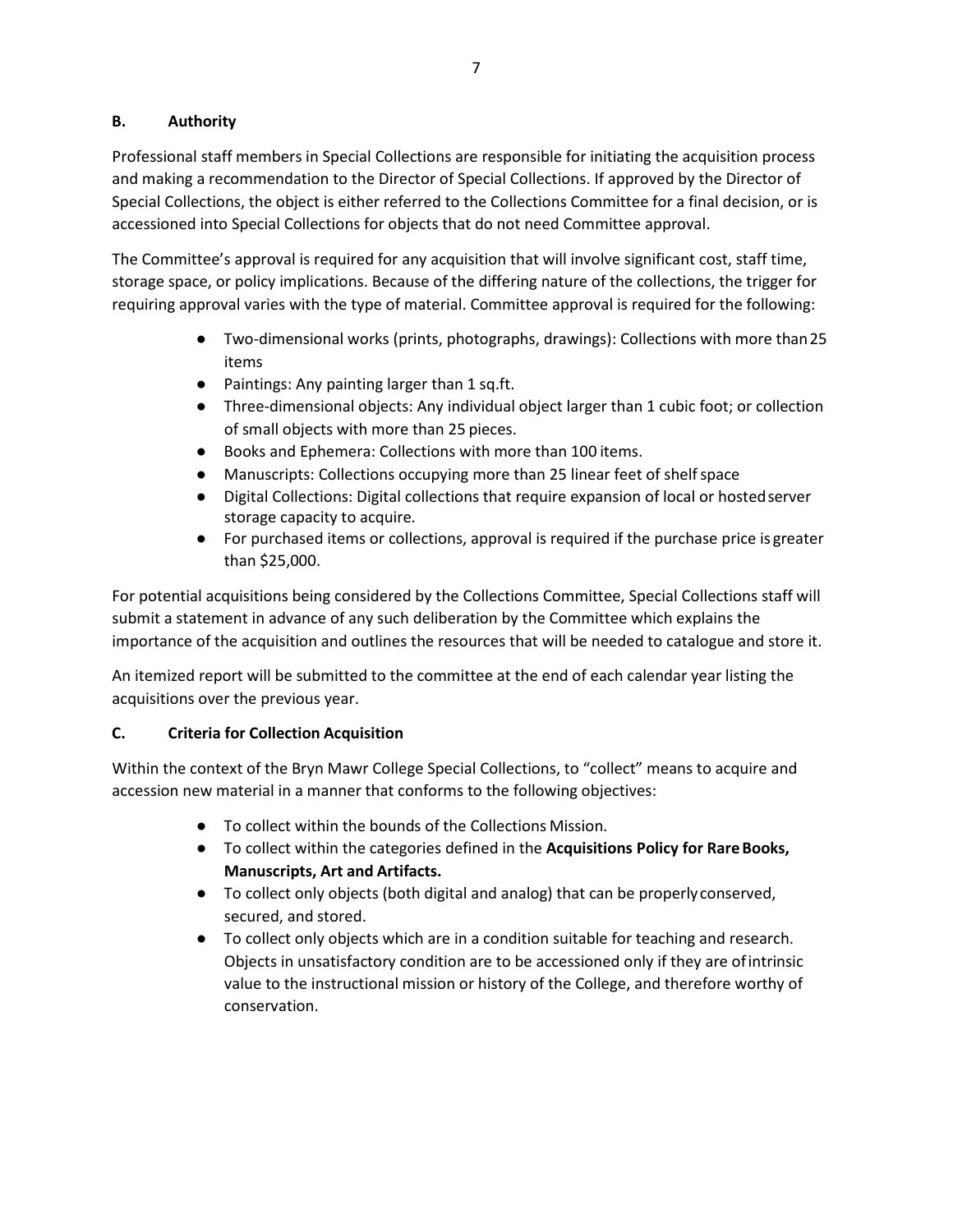### B. Authority

Professional staff members in Special Collections are responsible for initiating the acquisition process and making a recommendation to the Director of Special Collections. If approved by the Director of Special Collections, the object is either referred to the Collections Committee for a final decision, or is accessioned into Special Collections for objects that do not need Committee approval.

The Committee's approval is required for any acquisition that will involve significant cost, staff time, storage space, or policy implications. Because of the differing nature of the collections, the trigger for requiring approval varies with the type of material. Committee approval is required for the following:

- Two-dimensional works (prints, photographs, drawings): Collections with more than 25 items
- Paintings: Any painting larger than 1 sq.ft.
- Three-dimensional objects: Any individual object larger than 1 cubic foot; or collection of small objects with more than 25 pieces.
- Books and Ephemera: Collections with more than 100 items.
- Manuscripts: Collections occupying more than 25 linear feet of shelf space
- Digital Collections: Digital collections that require expansion of local or hosted server storage capacity to acquire.
- For purchased items or collections, approval is required if the purchase price is greater than $25,000.

For potential acquisitions being considered by the Collections Committee, Special Collections staff will submit a statement in advance of any such deliberation by the Committee which explains the importance of the acquisition and outlines the resources that will be needed to catalogue and store it.

An itemized report will be submitted to the committee at the end of each calendar year listing the acquisitions over the previous year.

### C. Criteria for Collection Acquisition

Within the context of the Bryn Mawr College Special Collections, to "collect" means to acquire and accession new material in a manner that conforms to the following objectives:

- To collect within the bounds of the Collections Mission.
- To collect within the categories defined in the **Acquisitions Policy for Rare Books, Manuscripts, Art and Artifacts.**
- To collect only objects (both digital and analog) that can be properly conserved, secured, and stored.
- To collect only objects which are in a condition suitable for teaching and research. Objects in unsatisfactory condition are to be accessioned only if they are of intrinsic value to the instructional mission or history of the College, and therefore worthy of conservation.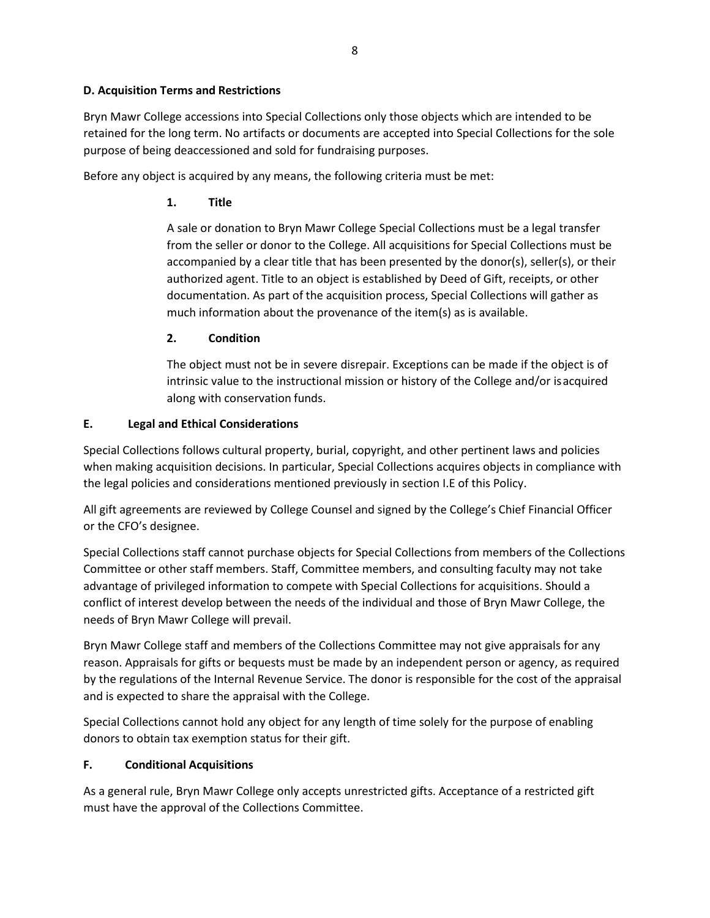**D. Acquisition Terms and Restrictions**

Bryn Mawr College accessions into Special Collections only those objects which are intended to be retained for the long term. No artifacts or documents are accepted into Special Collections for the sole purpose of being deaccessioned and sold for fundraising purposes.

Before any object is acquired by any means, the following criteria must be met:

**1. Title**

A sale or donation to Bryn Mawr College Special Collections must be a legal transfer from the seller or donor to the College. All acquisitions for Special Collections must be accompanied by a clear title that has been presented by the donor(s), seller(s), or their authorized agent. Title to an object is established by Deed of Gift, receipts, or other documentation. As part of the acquisition process, Special Collections will gather as much information about the provenance of the item(s) as is available.

**2. Condition**

The object must not be in severe disrepair. Exceptions can be made if the object is of intrinsic value to the instructional mission or history of the College and/or is acquired along with conservation funds.

**E. Legal and Ethical Considerations**

Special Collections follows cultural property, burial, copyright, and other pertinent laws and policies when making acquisition decisions. In particular, Special Collections acquires objects in compliance with the legal policies and considerations mentioned previously in section I.E of this Policy.

All gift agreements are reviewed by College Counsel and signed by the College's Chief Financial Officer or the CFO's designee.

Special Collections staff cannot purchase objects for Special Collections from members of the Collections Committee or other staff members. Staff, Committee members, and consulting faculty may not take advantage of privileged information to compete with Special Collections for acquisitions. Should a conflict of interest develop between the needs of the individual and those of Bryn Mawr College, the needs of Bryn Mawr College will prevail.

Bryn Mawr College staff and members of the Collections Committee may not give appraisals for any reason. Appraisals for gifts or bequests must be made by an independent person or agency, as required by the regulations of the Internal Revenue Service. The donor is responsible for the cost of the appraisal and is expected to share the appraisal with the College.

Special Collections cannot hold any object for any length of time solely for the purpose of enabling donors to obtain tax exemption status for their gift.

**F. Conditional Acquisitions**

As a general rule, Bryn Mawr College only accepts unrestricted gifts. Acceptance of a restricted gift must have the approval of the Collections Committee.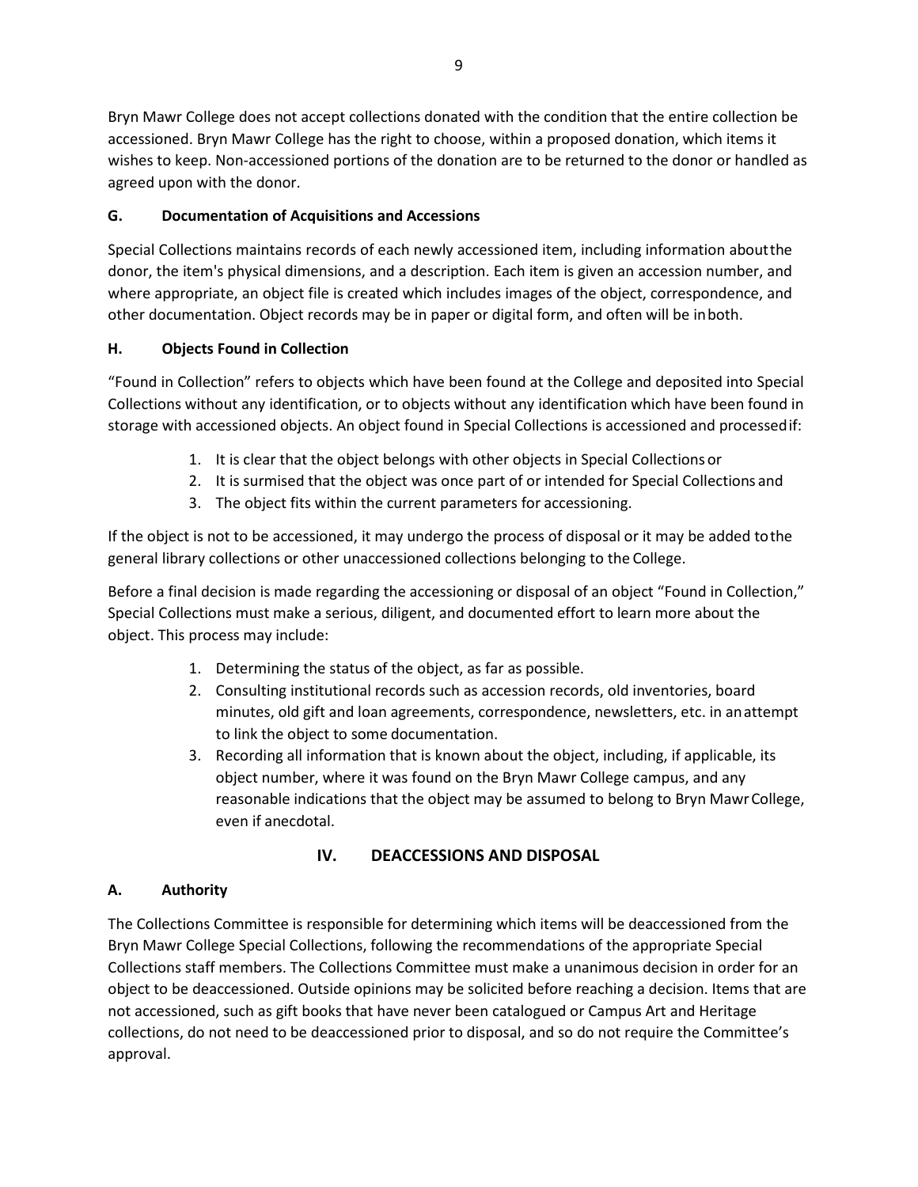Bryn Mawr College does not accept collections donated with the condition that the entire collection be accessioned. Bryn Mawr College has the right to choose, within a proposed donation, which items it wishes to keep. Non-accessioned portions of the donation are to be returned to the donor or handled as agreed upon with the donor.

### G. Documentation of Acquisitions and Accessions

Special Collections maintains records of each newly accessioned item, including information about the donor, the item's physical dimensions, and a description. Each item is given an accession number, and where appropriate, an object file is created which includes images of the object, correspondence, and other documentation. Object records may be in paper or digital form, and often will be in both.

### H. Objects Found in Collection

"Found in Collection" refers to objects which have been found at the College and deposited into Special Collections without any identification, or to objects without any identification which have been found in storage with accessioned objects. An object found in Special Collections is accessioned and processed if:

1. It is clear that the object belongs with other objects in Special Collections or
2. It is surmised that the object was once part of or intended for Special Collections and
3. The object fits within the current parameters for accessioning.

If the object is not to be accessioned, it may undergo the process of disposal or it may be added to the general library collections or other unaccessioned collections belonging to the College.

Before a final decision is made regarding the accessioning or disposal of an object "Found in Collection," Special Collections must make a serious, diligent, and documented effort to learn more about the object. This process may include:

1. Determining the status of the object, as far as possible.
2. Consulting institutional records such as accession records, old inventories, board minutes, old gift and loan agreements, correspondence, newsletters, etc. in an attempt to link the object to some documentation.
3. Recording all information that is known about the object, including, if applicable, its object number, where it was found on the Bryn Mawr College campus, and any reasonable indications that the object may be assumed to belong to Bryn Mawr College, even if anecdotal.

## IV. DEACCESSIONS AND DISPOSAL

### A. Authority

The Collections Committee is responsible for determining which items will be deaccessioned from the Bryn Mawr College Special Collections, following the recommendations of the appropriate Special Collections staff members. The Collections Committee must make a unanimous decision in order for an object to be deaccessioned. Outside opinions may be solicited before reaching a decision. Items that are not accessioned, such as gift books that have never been catalogued or Campus Art and Heritage collections, do not need to be deaccessioned prior to disposal, and so do not require the Committee's approval.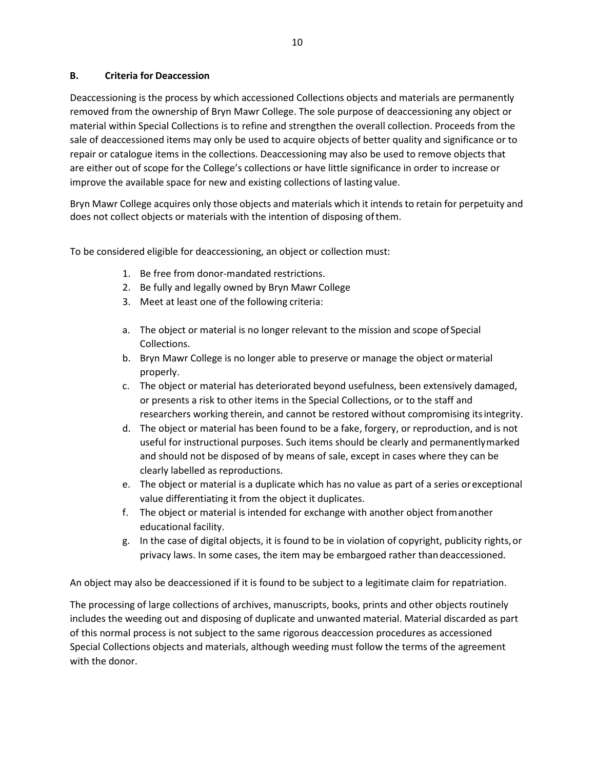### B. Criteria for Deaccession

Deaccessioning is the process by which accessioned Collections objects and materials are permanently removed from the ownership of Bryn Mawr College. The sole purpose of deaccessioning any object or material within Special Collections is to refine and strengthen the overall collection. Proceeds from the sale of deaccessioned items may only be used to acquire objects of better quality and significance or to repair or catalogue items in the collections. Deaccessioning may also be used to remove objects that are either out of scope for the College's collections or have little significance in order to increase or improve the available space for new and existing collections of lasting value.

Bryn Mawr College acquires only those objects and materials which it intends to retain for perpetuity and does not collect objects or materials with the intention of disposing of them.

To be considered eligible for deaccessioning, an object or collection must:

1. Be free from donor-mandated restrictions.
2. Be fully and legally owned by Bryn Mawr College
3. Meet at least one of the following criteria:

a. The object or material is no longer relevant to the mission and scope of Special Collections.
b. Bryn Mawr College is no longer able to preserve or manage the object or material properly.
c. The object or material has deteriorated beyond usefulness, been extensively damaged, or presents a risk to other items in the Special Collections, or to the staff and researchers working therein, and cannot be restored without compromising its integrity.
d. The object or material has been found to be a fake, forgery, or reproduction, and is not useful for instructional purposes. Such items should be clearly and permanently marked and should not be disposed of by means of sale, except in cases where they can be clearly labelled as reproductions.
e. The object or material is a duplicate which has no value as part of a series or exceptional value differentiating it from the object it duplicates.
f. The object or material is intended for exchange with another object from another educational facility.
g. In the case of digital objects, it is found to be in violation of copyright, publicity rights, or privacy laws. In some cases, the item may be embargoed rather than deaccessioned.

An object may also be deaccessioned if it is found to be subject to a legitimate claim for repatriation.

The processing of large collections of archives, manuscripts, books, prints and other objects routinely includes the weeding out and disposing of duplicate and unwanted material. Material discarded as part of this normal process is not subject to the same rigorous deaccession procedures as accessioned Special Collections objects and materials, although weeding must follow the terms of the agreement with the donor.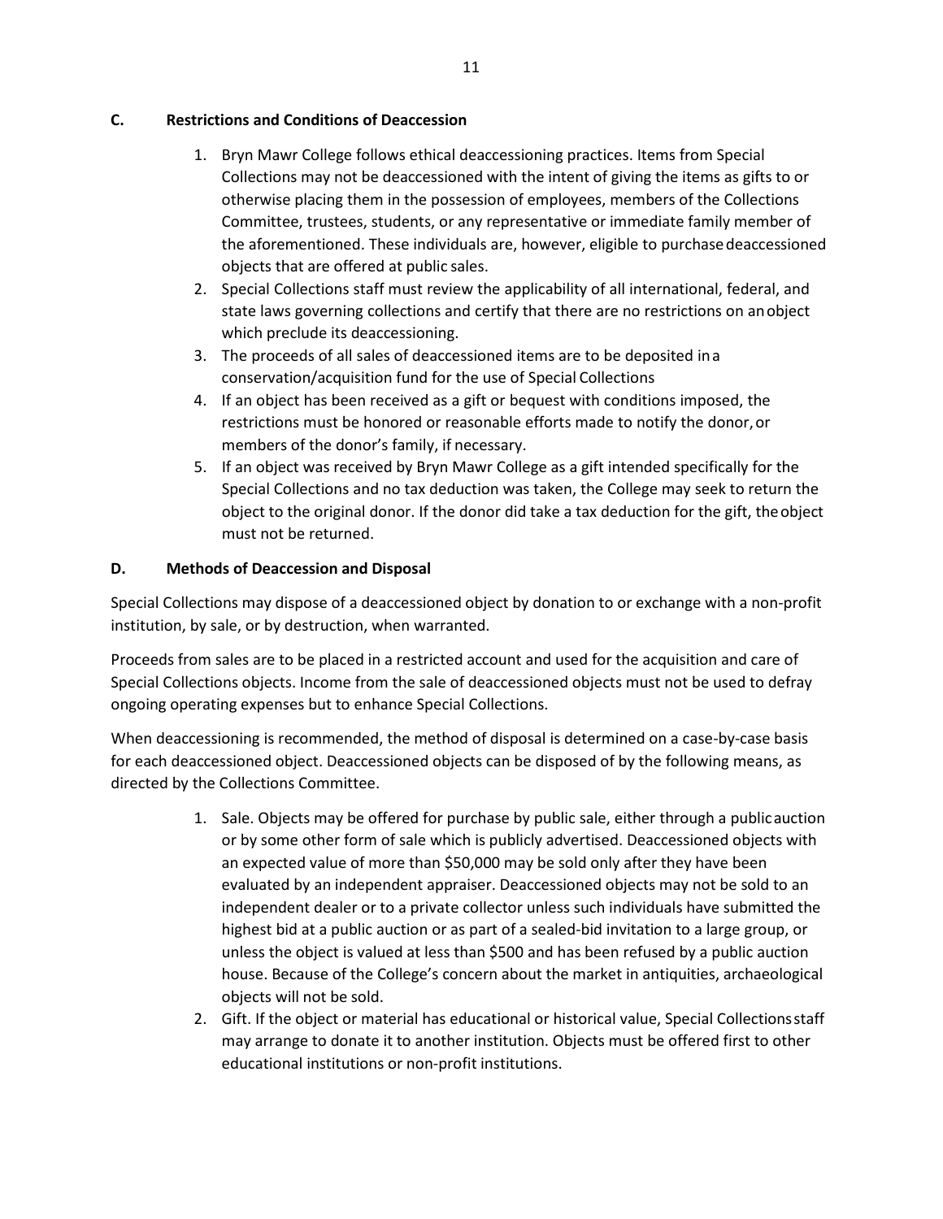### C. Restrictions and Conditions of Deaccession

1. Bryn Mawr College follows ethical deaccessioning practices. Items from Special Collections may not be deaccessioned with the intent of giving the items as gifts to or otherwise placing them in the possession of employees, members of the Collections Committee, trustees, students, or any representative or immediate family member of the aforementioned. These individuals are, however, eligible to purchase deaccessioned objects that are offered at public sales.
2. Special Collections staff must review the applicability of all international, federal, and state laws governing collections and certify that there are no restrictions on an object which preclude its deaccessioning.
3. The proceeds of all sales of deaccessioned items are to be deposited in a conservation/acquisition fund for the use of Special Collections
4. If an object has been received as a gift or bequest with conditions imposed, the restrictions must be honored or reasonable efforts made to notify the donor, or members of the donor's family, if necessary.
5. If an object was received by Bryn Mawr College as a gift intended specifically for the Special Collections and no tax deduction was taken, the College may seek to return the object to the original donor. If the donor did take a tax deduction for the gift, the object must not be returned.

### D. Methods of Deaccession and Disposal

Special Collections may dispose of a deaccessioned object by donation to or exchange with a non-profit institution, by sale, or by destruction, when warranted.

Proceeds from sales are to be placed in a restricted account and used for the acquisition and care of Special Collections objects. Income from the sale of deaccessioned objects must not be used to defray ongoing operating expenses but to enhance Special Collections.

When deaccessioning is recommended, the method of disposal is determined on a case-by-case basis for each deaccessioned object. Deaccessioned objects can be disposed of by the following means, as directed by the Collections Committee.

1. Sale. Objects may be offered for purchase by public sale, either through a public auction or by some other form of sale which is publicly advertised. Deaccessioned objects with an expected value of more than $50,000 may be sold only after they have been evaluated by an independent appraiser. Deaccessioned objects may not be sold to an independent dealer or to a private collector unless such individuals have submitted the highest bid at a public auction or as part of a sealed-bid invitation to a large group, or unless the object is valued at less than $500 and has been refused by a public auction house. Because of the College's concern about the market in antiquities, archaeological objects will not be sold.
2. Gift. If the object or material has educational or historical value, Special Collections staff may arrange to donate it to another institution. Objects must be offered first to other educational institutions or non-profit institutions.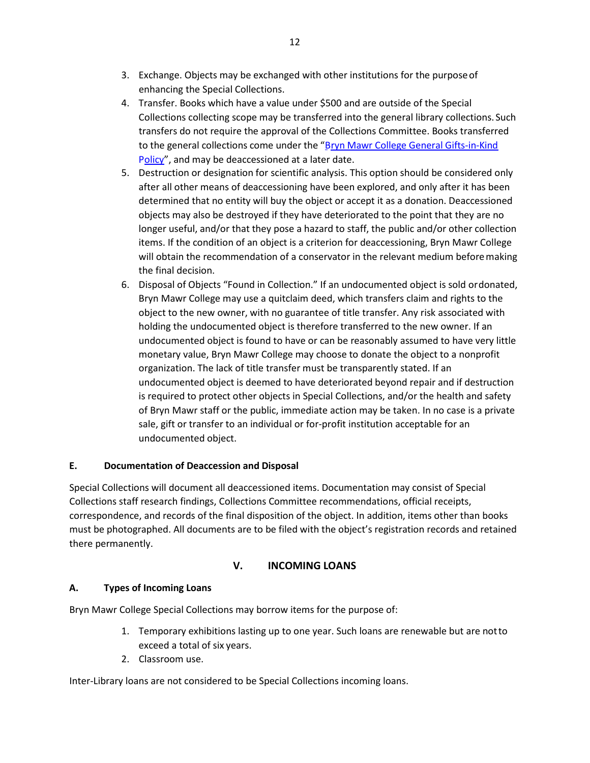3. Exchange. Objects may be exchanged with other institutions for the purpose of enhancing the Special Collections.
4. Transfer. Books which have a value under $500 and are outside of the Special Collections collecting scope may be transferred into the general library collections. Such transfers do not require the approval of the Collections Committee. Books transferred to the general collections come under the "Bryn Mawr College General Gifts-in-Kind Policy", and may be deaccessioned at a later date.
5. Destruction or designation for scientific analysis. This option should be considered only after all other means of deaccessioning have been explored, and only after it has been determined that no entity will buy the object or accept it as a donation. Deaccessioned objects may also be destroyed if they have deteriorated to the point that they are no longer useful, and/or that they pose a hazard to staff, the public and/or other collection items. If the condition of an object is a criterion for deaccessioning, Bryn Mawr College will obtain the recommendation of a conservator in the relevant medium before making the final decision.
6. Disposal of Objects "Found in Collection." If an undocumented object is sold or donated, Bryn Mawr College may use a quitclaim deed, which transfers claim and rights to the object to the new owner, with no guarantee of title transfer. Any risk associated with holding the undocumented object is therefore transferred to the new owner. If an undocumented object is found to have or can be reasonably assumed to have very little monetary value, Bryn Mawr College may choose to donate the object to a nonprofit organization. The lack of title transfer must be transparently stated. If an undocumented object is deemed to have deteriorated beyond repair and if destruction is required to protect other objects in Special Collections, and/or the health and safety of Bryn Mawr staff or the public, immediate action may be taken. In no case is a private sale, gift or transfer to an individual or for-profit institution acceptable for an undocumented object.

### E. Documentation of Deaccession and Disposal

Special Collections will document all deaccessioned items. Documentation may consist of Special Collections staff research findings, Collections Committee recommendations, official receipts, correspondence, and records of the final disposition of the object. In addition, items other than books must be photographed. All documents are to be filed with the object's registration records and retained there permanently.

## V. INCOMING LOANS

### A. Types of Incoming Loans

Bryn Mawr College Special Collections may borrow items for the purpose of:

1. Temporary exhibitions lasting up to one year. Such loans are renewable but are not to exceed a total of six years.
2. Classroom use.

Inter-Library loans are not considered to be Special Collections incoming loans.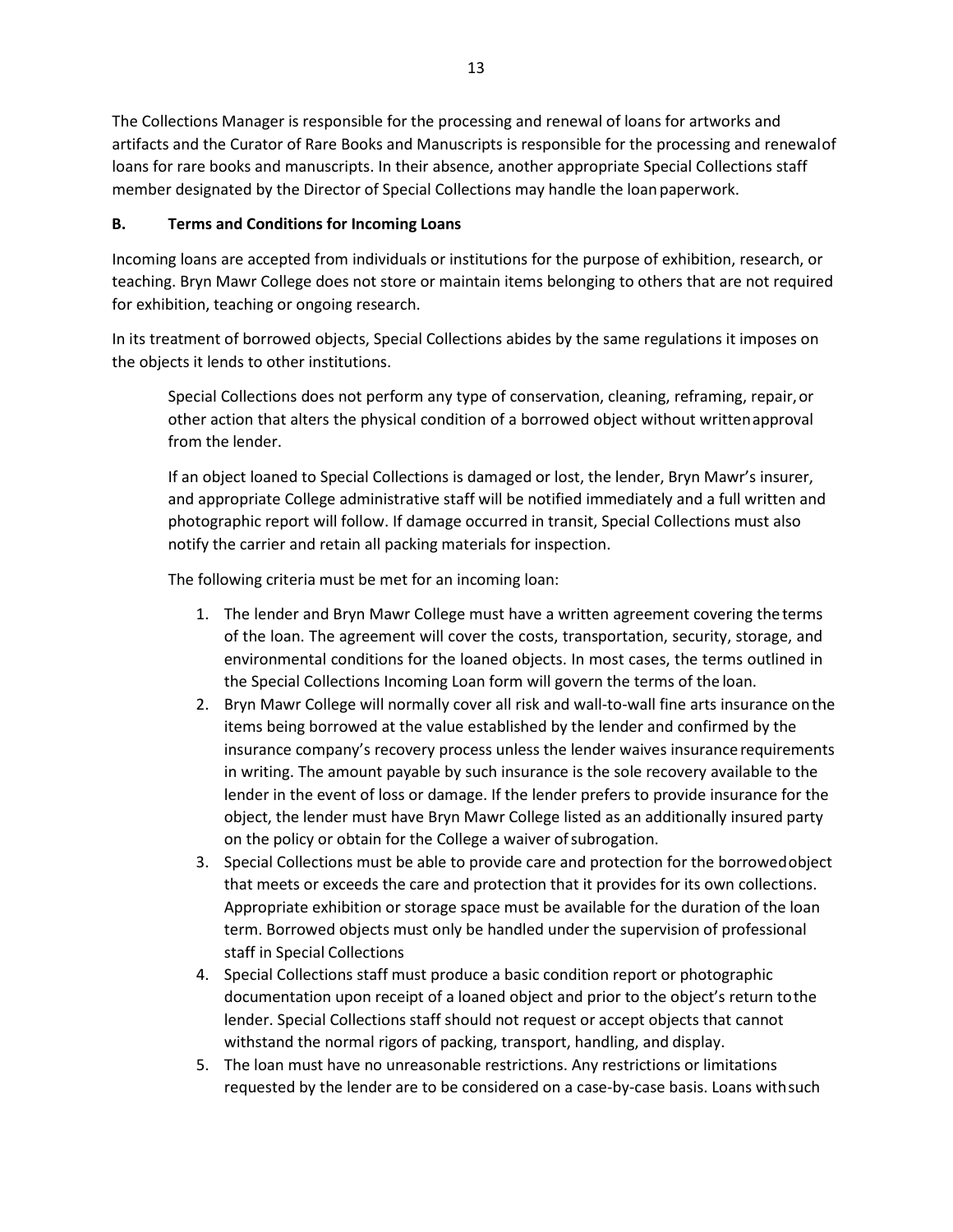The Collections Manager is responsible for the processing and renewal of loans for artworks and artifacts and the Curator of Rare Books and Manuscripts is responsible for the processing and renewal of loans for rare books and manuscripts. In their absence, another appropriate Special Collections staff member designated by the Director of Special Collections may handle the loan paperwork.

**B. Terms and Conditions for Incoming Loans**

Incoming loans are accepted from individuals or institutions for the purpose of exhibition, research, or teaching. Bryn Mawr College does not store or maintain items belonging to others that are not required for exhibition, teaching or ongoing research.

In its treatment of borrowed objects, Special Collections abides by the same regulations it imposes on the objects it lends to other institutions.

> Special Collections does not perform any type of conservation, cleaning, reframing, repair, or other action that alters the physical condition of a borrowed object without written approval from the lender.
>
> If an object loaned to Special Collections is damaged or lost, the lender, Bryn Mawr's insurer, and appropriate College administrative staff will be notified immediately and a full written and photographic report will follow. If damage occurred in transit, Special Collections must also notify the carrier and retain all packing materials for inspection.
>
> The following criteria must be met for an incoming loan:

1. The lender and Bryn Mawr College must have a written agreement covering the terms of the loan. The agreement will cover the costs, transportation, security, storage, and environmental conditions for the loaned objects. In most cases, the terms outlined in the Special Collections Incoming Loan form will govern the terms of the loan.
2. Bryn Mawr College will normally cover all risk and wall-to-wall fine arts insurance on the items being borrowed at the value established by the lender and confirmed by the insurance company's recovery process unless the lender waives insurance requirements in writing. The amount payable by such insurance is the sole recovery available to the lender in the event of loss or damage. If the lender prefers to provide insurance for the object, the lender must have Bryn Mawr College listed as an additionally insured party on the policy or obtain for the College a waiver of subrogation.
3. Special Collections must be able to provide care and protection for the borrowed object that meets or exceeds the care and protection that it provides for its own collections. Appropriate exhibition or storage space must be available for the duration of the loan term. Borrowed objects must only be handled under the supervision of professional staff in Special Collections
4. Special Collections staff must produce a basic condition report or photographic documentation upon receipt of a loaned object and prior to the object's return to the lender. Special Collections staff should not request or accept objects that cannot withstand the normal rigors of packing, transport, handling, and display.
5. The loan must have no unreasonable restrictions. Any restrictions or limitations requested by the lender are to be considered on a case-by-case basis. Loans with such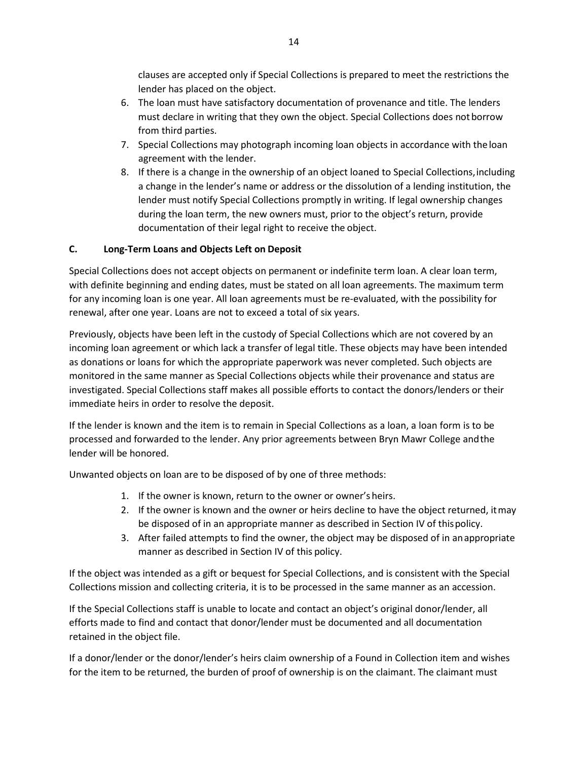clauses are accepted only if Special Collections is prepared to meet the restrictions the lender has placed on the object.

6. The loan must have satisfactory documentation of provenance and title. The lenders must declare in writing that they own the object. Special Collections does not borrow from third parties.
7. Special Collections may photograph incoming loan objects in accordance with the loan agreement with the lender.
8. If there is a change in the ownership of an object loaned to Special Collections, including a change in the lender's name or address or the dissolution of a lending institution, the lender must notify Special Collections promptly in writing. If legal ownership changes during the loan term, the new owners must, prior to the object's return, provide documentation of their legal right to receive the object.

### C. Long-Term Loans and Objects Left on Deposit

Special Collections does not accept objects on permanent or indefinite term loan. A clear loan term, with definite beginning and ending dates, must be stated on all loan agreements. The maximum term for any incoming loan is one year. All loan agreements must be re-evaluated, with the possibility for renewal, after one year. Loans are not to exceed a total of six years.

Previously, objects have been left in the custody of Special Collections which are not covered by an incoming loan agreement or which lack a transfer of legal title. These objects may have been intended as donations or loans for which the appropriate paperwork was never completed. Such objects are monitored in the same manner as Special Collections objects while their provenance and status are investigated. Special Collections staff makes all possible efforts to contact the donors/lenders or their immediate heirs in order to resolve the deposit.

If the lender is known and the item is to remain in Special Collections as a loan, a loan form is to be processed and forwarded to the lender. Any prior agreements between Bryn Mawr College and the lender will be honored.

Unwanted objects on loan are to be disposed of by one of three methods:

1. If the owner is known, return to the owner or owner's heirs.
2. If the owner is known and the owner or heirs decline to have the object returned, it may be disposed of in an appropriate manner as described in Section IV of this policy.
3. After failed attempts to find the owner, the object may be disposed of in an appropriate manner as described in Section IV of this policy.

If the object was intended as a gift or bequest for Special Collections, and is consistent with the Special Collections mission and collecting criteria, it is to be processed in the same manner as an accession.

If the Special Collections staff is unable to locate and contact an object's original donor/lender, all efforts made to find and contact that donor/lender must be documented and all documentation retained in the object file.

If a donor/lender or the donor/lender's heirs claim ownership of a Found in Collection item and wishes for the item to be returned, the burden of proof of ownership is on the claimant. The claimant must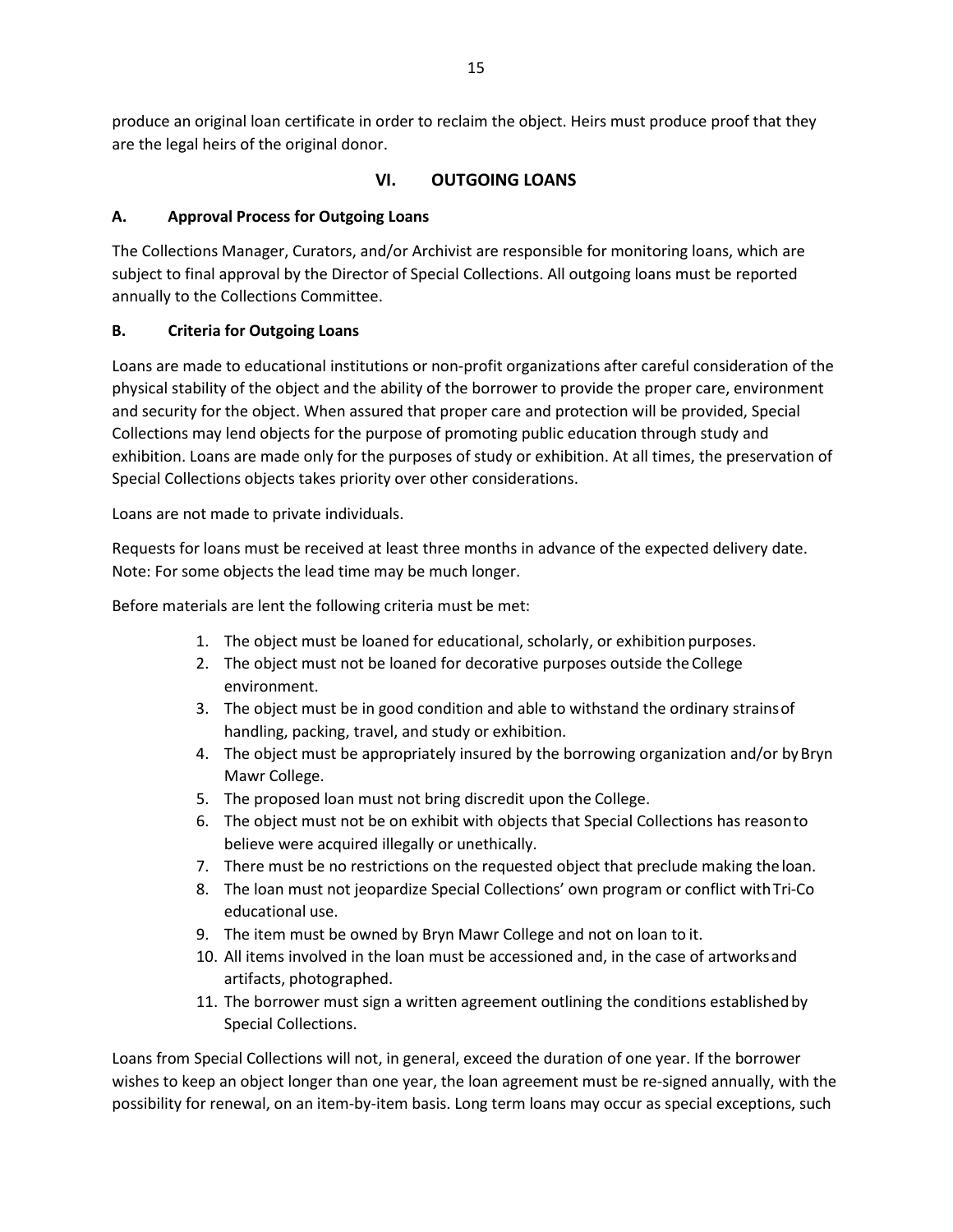produce an original loan certificate in order to reclaim the object. Heirs must produce proof that they are the legal heirs of the original donor.

## VI. OUTGOING LOANS

### A. Approval Process for Outgoing Loans

The Collections Manager, Curators, and/or Archivist are responsible for monitoring loans, which are subject to final approval by the Director of Special Collections. All outgoing loans must be reported annually to the Collections Committee.

### B. Criteria for Outgoing Loans

Loans are made to educational institutions or non-profit organizations after careful consideration of the physical stability of the object and the ability of the borrower to provide the proper care, environment and security for the object. When assured that proper care and protection will be provided, Special Collections may lend objects for the purpose of promoting public education through study and exhibition. Loans are made only for the purposes of study or exhibition. At all times, the preservation of Special Collections objects takes priority over other considerations.

Loans are not made to private individuals.

Requests for loans must be received at least three months in advance of the expected delivery date. Note: For some objects the lead time may be much longer.

Before materials are lent the following criteria must be met:

1. The object must be loaned for educational, scholarly, or exhibition purposes.
2. The object must not be loaned for decorative purposes outside the College environment.
3. The object must be in good condition and able to withstand the ordinary strains of handling, packing, travel, and study or exhibition.
4. The object must be appropriately insured by the borrowing organization and/or by Bryn Mawr College.
5. The proposed loan must not bring discredit upon the College.
6. The object must not be on exhibit with objects that Special Collections has reason to believe were acquired illegally or unethically.
7. There must be no restrictions on the requested object that preclude making the loan.
8. The loan must not jeopardize Special Collections' own program or conflict with Tri-Co educational use.
9. The item must be owned by Bryn Mawr College and not on loan to it.
10. All items involved in the loan must be accessioned and, in the case of artworks and artifacts, photographed.
11. The borrower must sign a written agreement outlining the conditions established by Special Collections.

Loans from Special Collections will not, in general, exceed the duration of one year. If the borrower wishes to keep an object longer than one year, the loan agreement must be re-signed annually, with the possibility for renewal, on an item-by-item basis. Long term loans may occur as special exceptions, such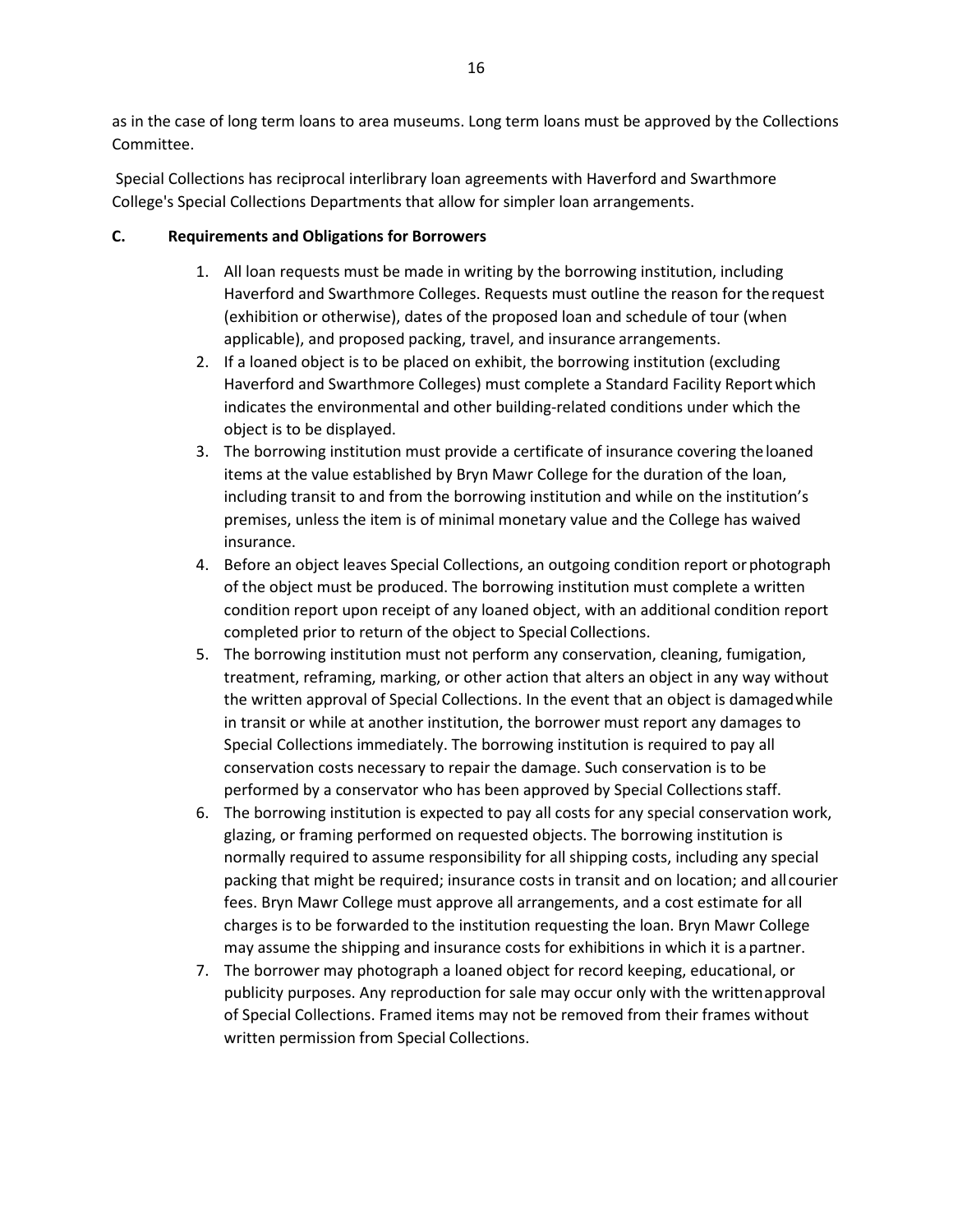as in the case of long term loans to area museums. Long term loans must be approved by the Collections Committee.

Special Collections has reciprocal interlibrary loan agreements with Haverford and Swarthmore College's Special Collections Departments that allow for simpler loan arrangements.

**C. Requirements and Obligations for Borrowers**

1. All loan requests must be made in writing by the borrowing institution, including Haverford and Swarthmore Colleges. Requests must outline the reason for the request (exhibition or otherwise), dates of the proposed loan and schedule of tour (when applicable), and proposed packing, travel, and insurance arrangements.
2. If a loaned object is to be placed on exhibit, the borrowing institution (excluding Haverford and Swarthmore Colleges) must complete a Standard Facility Report which indicates the environmental and other building-related conditions under which the object is to be displayed.
3. The borrowing institution must provide a certificate of insurance covering the loaned items at the value established by Bryn Mawr College for the duration of the loan, including transit to and from the borrowing institution and while on the institution's premises, unless the item is of minimal monetary value and the College has waived insurance.
4. Before an object leaves Special Collections, an outgoing condition report or photograph of the object must be produced. The borrowing institution must complete a written condition report upon receipt of any loaned object, with an additional condition report completed prior to return of the object to Special Collections.
5. The borrowing institution must not perform any conservation, cleaning, fumigation, treatment, reframing, marking, or other action that alters an object in any way without the written approval of Special Collections. In the event that an object is damaged while in transit or while at another institution, the borrower must report any damages to Special Collections immediately. The borrowing institution is required to pay all conservation costs necessary to repair the damage. Such conservation is to be performed by a conservator who has been approved by Special Collections staff.
6. The borrowing institution is expected to pay all costs for any special conservation work, glazing, or framing performed on requested objects. The borrowing institution is normally required to assume responsibility for all shipping costs, including any special packing that might be required; insurance costs in transit and on location; and all courier fees. Bryn Mawr College must approve all arrangements, and a cost estimate for all charges is to be forwarded to the institution requesting the loan. Bryn Mawr College may assume the shipping and insurance costs for exhibitions in which it is a partner.
7. The borrower may photograph a loaned object for record keeping, educational, or publicity purposes. Any reproduction for sale may occur only with the written approval of Special Collections. Framed items may not be removed from their frames without written permission from Special Collections.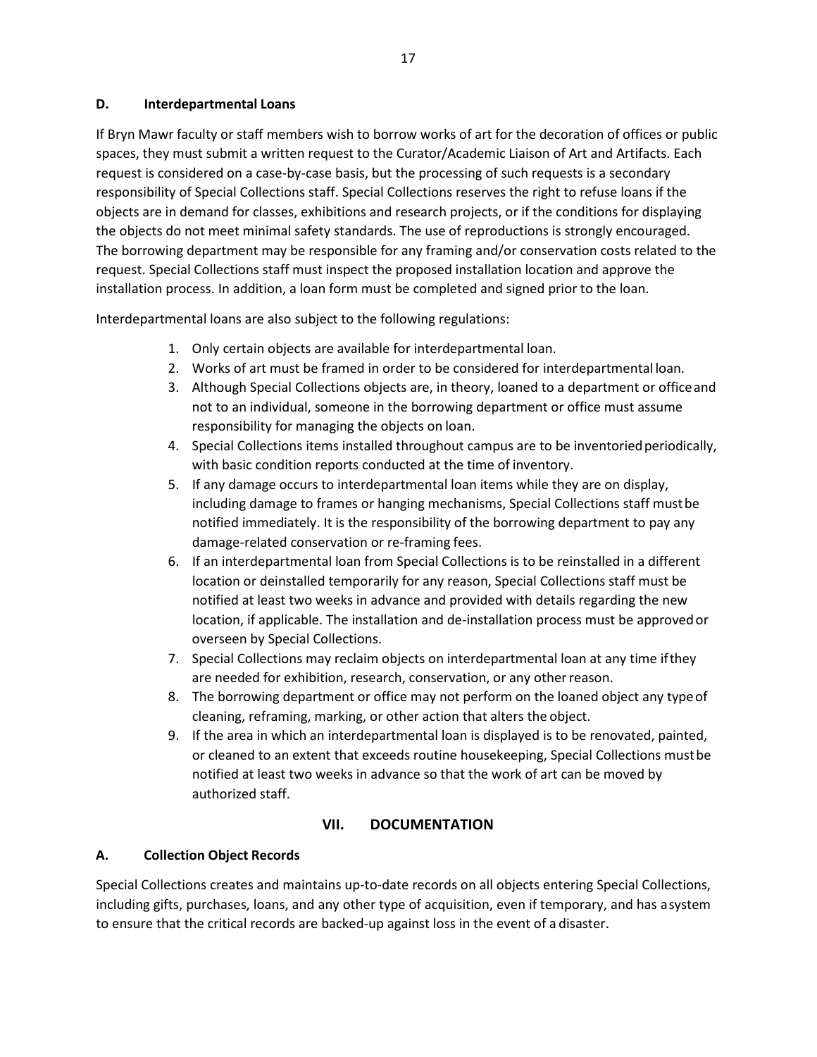### D. Interdepartmental Loans

If Bryn Mawr faculty or staff members wish to borrow works of art for the decoration of offices or public spaces, they must submit a written request to the Curator/Academic Liaison of Art and Artifacts. Each request is considered on a case-by-case basis, but the processing of such requests is a secondary responsibility of Special Collections staff. Special Collections reserves the right to refuse loans if the objects are in demand for classes, exhibitions and research projects, or if the conditions for displaying the objects do not meet minimal safety standards. The use of reproductions is strongly encouraged. The borrowing department may be responsible for any framing and/or conservation costs related to the request. Special Collections staff must inspect the proposed installation location and approve the installation process. In addition, a loan form must be completed and signed prior to the loan.

Interdepartmental loans are also subject to the following regulations:

1. Only certain objects are available for interdepartmental loan.
2. Works of art must be framed in order to be considered for interdepartmental loan.
3. Although Special Collections objects are, in theory, loaned to a department or office and not to an individual, someone in the borrowing department or office must assume responsibility for managing the objects on loan.
4. Special Collections items installed throughout campus are to be inventoried periodically, with basic condition reports conducted at the time of inventory.
5. If any damage occurs to interdepartmental loan items while they are on display, including damage to frames or hanging mechanisms, Special Collections staff must be notified immediately. It is the responsibility of the borrowing department to pay any damage-related conservation or re-framing fees.
6. If an interdepartmental loan from Special Collections is to be reinstalled in a different location or deinstalled temporarily for any reason, Special Collections staff must be notified at least two weeks in advance and provided with details regarding the new location, if applicable. The installation and de-installation process must be approved or overseen by Special Collections.
7. Special Collections may reclaim objects on interdepartmental loan at any time if they are needed for exhibition, research, conservation, or any other reason.
8. The borrowing department or office may not perform on the loaned object any type of cleaning, reframing, marking, or other action that alters the object.
9. If the area in which an interdepartmental loan is displayed is to be renovated, painted, or cleaned to an extent that exceeds routine housekeeping, Special Collections must be notified at least two weeks in advance so that the work of art can be moved by authorized staff.

## VII. DOCUMENTATION

### A. Collection Object Records

Special Collections creates and maintains up-to-date records on all objects entering Special Collections, including gifts, purchases, loans, and any other type of acquisition, even if temporary, and has a system to ensure that the critical records are backed-up against loss in the event of a disaster.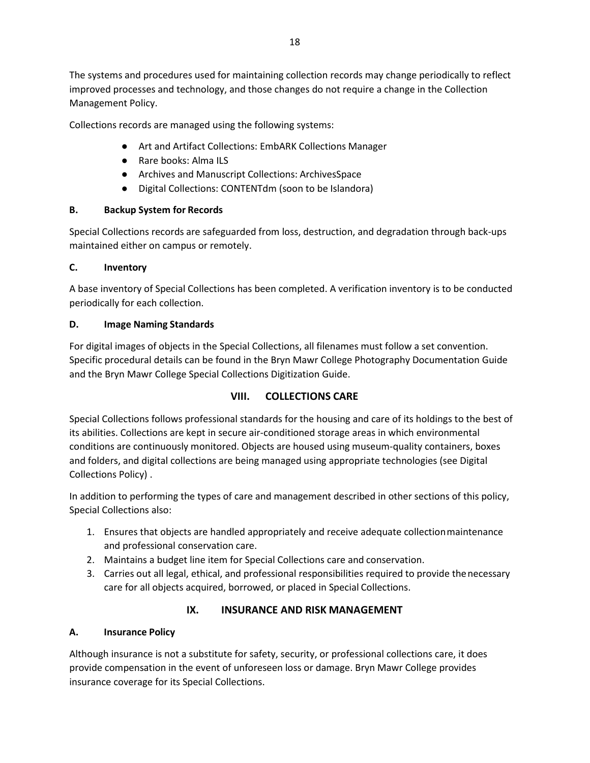The systems and procedures used for maintaining collection records may change periodically to reflect improved processes and technology, and those changes do not require a change in the Collection Management Policy.

Collections records are managed using the following systems:

- Art and Artifact Collections: EmbARK Collections Manager
- Rare books: Alma ILS
- Archives and Manuscript Collections: ArchivesSpace
- Digital Collections: CONTENTdm (soon to be Islandora)

### B. Backup System for Records

Special Collections records are safeguarded from loss, destruction, and degradation through back-ups maintained either on campus or remotely.

### C. Inventory

A base inventory of Special Collections has been completed. A verification inventory is to be conducted periodically for each collection.

### D. Image Naming Standards

For digital images of objects in the Special Collections, all filenames must follow a set convention. Specific procedural details can be found in the Bryn Mawr College Photography Documentation Guide and the Bryn Mawr College Special Collections Digitization Guide.

## VIII. COLLECTIONS CARE

Special Collections follows professional standards for the housing and care of its holdings to the best of its abilities. Collections are kept in secure air-conditioned storage areas in which environmental conditions are continuously monitored. Objects are housed using museum-quality containers, boxes and folders, and digital collections are being managed using appropriate technologies (see Digital Collections Policy) .

In addition to performing the types of care and management described in other sections of this policy, Special Collections also:

1. Ensures that objects are handled appropriately and receive adequate collection maintenance and professional conservation care.
2. Maintains a budget line item for Special Collections care and conservation.
3. Carries out all legal, ethical, and professional responsibilities required to provide the necessary care for all objects acquired, borrowed, or placed in Special Collections.

## IX. INSURANCE AND RISK MANAGEMENT

### A. Insurance Policy

Although insurance is not a substitute for safety, security, or professional collections care, it does provide compensation in the event of unforeseen loss or damage. Bryn Mawr College provides insurance coverage for its Special Collections.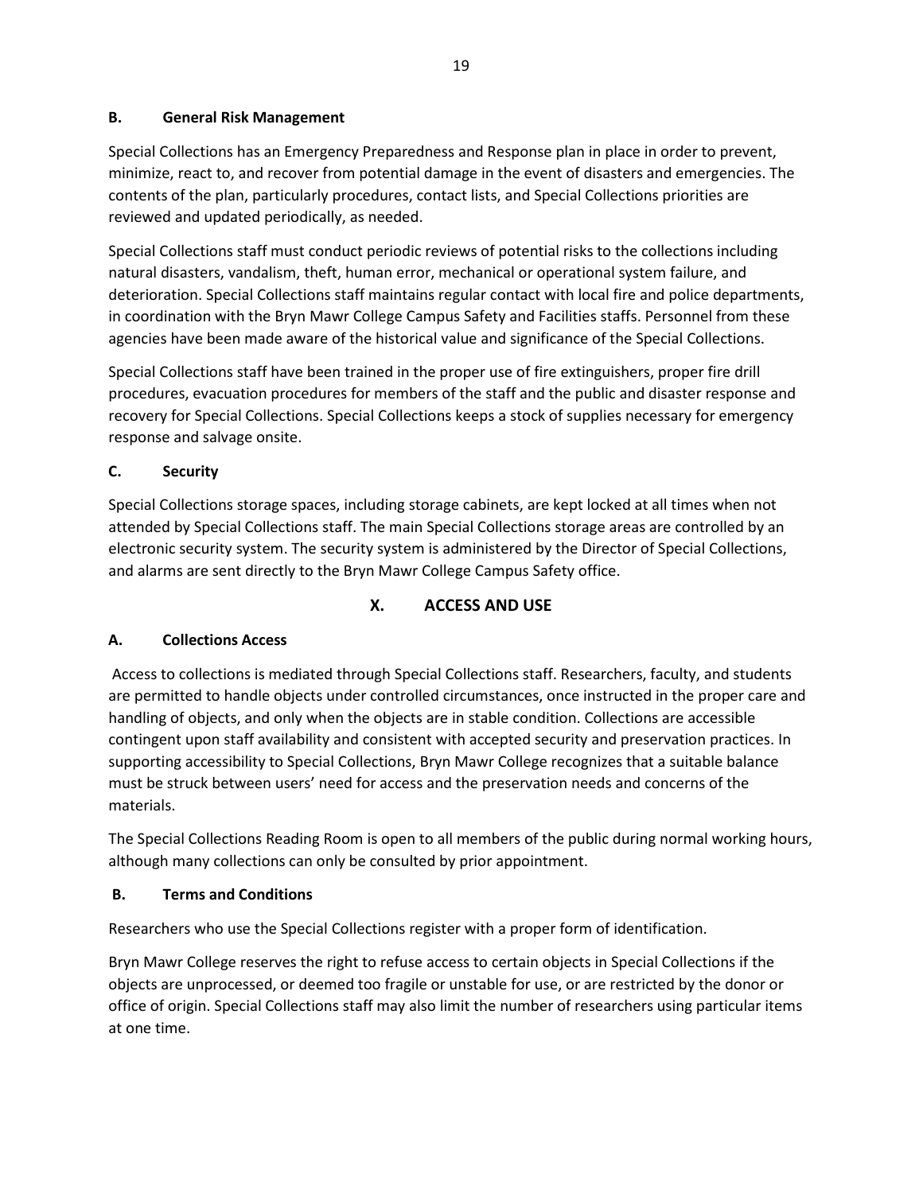### B. General Risk Management

Special Collections has an Emergency Preparedness and Response plan in place in order to prevent, minimize, react to, and recover from potential damage in the event of disasters and emergencies. The contents of the plan, particularly procedures, contact lists, and Special Collections priorities are reviewed and updated periodically, as needed.

Special Collections staff must conduct periodic reviews of potential risks to the collections including natural disasters, vandalism, theft, human error, mechanical or operational system failure, and deterioration. Special Collections staff maintains regular contact with local fire and police departments, in coordination with the Bryn Mawr College Campus Safety and Facilities staffs. Personnel from these agencies have been made aware of the historical value and significance of the Special Collections.

Special Collections staff have been trained in the proper use of fire extinguishers, proper fire drill procedures, evacuation procedures for members of the staff and the public and disaster response and recovery for Special Collections. Special Collections keeps a stock of supplies necessary for emergency response and salvage onsite.

### C. Security

Special Collections storage spaces, including storage cabinets, are kept locked at all times when not attended by Special Collections staff. The main Special Collections storage areas are controlled by an electronic security system. The security system is administered by the Director of Special Collections, and alarms are sent directly to the Bryn Mawr College Campus Safety office.

## X. ACCESS AND USE

### A. Collections Access

Access to collections is mediated through Special Collections staff. Researchers, faculty, and students are permitted to handle objects under controlled circumstances, once instructed in the proper care and handling of objects, and only when the objects are in stable condition. Collections are accessible contingent upon staff availability and consistent with accepted security and preservation practices. In supporting accessibility to Special Collections, Bryn Mawr College recognizes that a suitable balance must be struck between users' need for access and the preservation needs and concerns of the materials.

The Special Collections Reading Room is open to all members of the public during normal working hours, although many collections can only be consulted by prior appointment.

### B. Terms and Conditions

Researchers who use the Special Collections register with a proper form of identification.

Bryn Mawr College reserves the right to refuse access to certain objects in Special Collections if the objects are unprocessed, or deemed too fragile or unstable for use, or are restricted by the donor or office of origin. Special Collections staff may also limit the number of researchers using particular items at one time.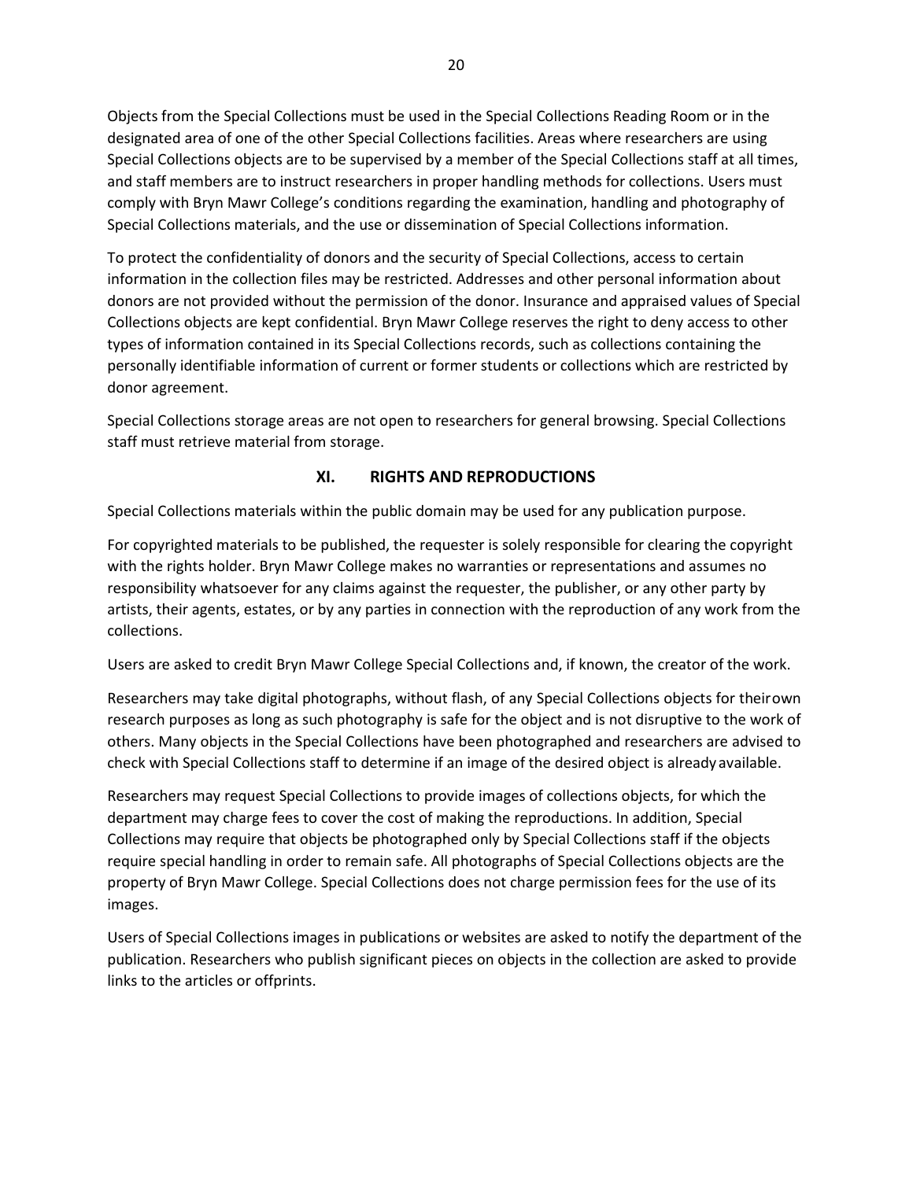Objects from the Special Collections must be used in the Special Collections Reading Room or in the designated area of one of the other Special Collections facilities. Areas where researchers are using Special Collections objects are to be supervised by a member of the Special Collections staff at all times, and staff members are to instruct researchers in proper handling methods for collections. Users must comply with Bryn Mawr College's conditions regarding the examination, handling and photography of Special Collections materials, and the use or dissemination of Special Collections information.

To protect the confidentiality of donors and the security of Special Collections, access to certain information in the collection files may be restricted. Addresses and other personal information about donors are not provided without the permission of the donor. Insurance and appraised values of Special Collections objects are kept confidential. Bryn Mawr College reserves the right to deny access to other types of information contained in its Special Collections records, such as collections containing the personally identifiable information of current or former students or collections which are restricted by donor agreement.

Special Collections storage areas are not open to researchers for general browsing. Special Collections staff must retrieve material from storage.

## XI. RIGHTS AND REPRODUCTIONS

Special Collections materials within the public domain may be used for any publication purpose.

For copyrighted materials to be published, the requester is solely responsible for clearing the copyright with the rights holder. Bryn Mawr College makes no warranties or representations and assumes no responsibility whatsoever for any claims against the requester, the publisher, or any other party by artists, their agents, estates, or by any parties in connection with the reproduction of any work from the collections.

Users are asked to credit Bryn Mawr College Special Collections and, if known, the creator of the work.

Researchers may take digital photographs, without flash, of any Special Collections objects for their own research purposes as long as such photography is safe for the object and is not disruptive to the work of others. Many objects in the Special Collections have been photographed and researchers are advised to check with Special Collections staff to determine if an image of the desired object is already available.

Researchers may request Special Collections to provide images of collections objects, for which the department may charge fees to cover the cost of making the reproductions. In addition, Special Collections may require that objects be photographed only by Special Collections staff if the objects require special handling in order to remain safe. All photographs of Special Collections objects are the property of Bryn Mawr College. Special Collections does not charge permission fees for the use of its images.

Users of Special Collections images in publications or websites are asked to notify the department of the publication. Researchers who publish significant pieces on objects in the collection are asked to provide links to the articles or offprints.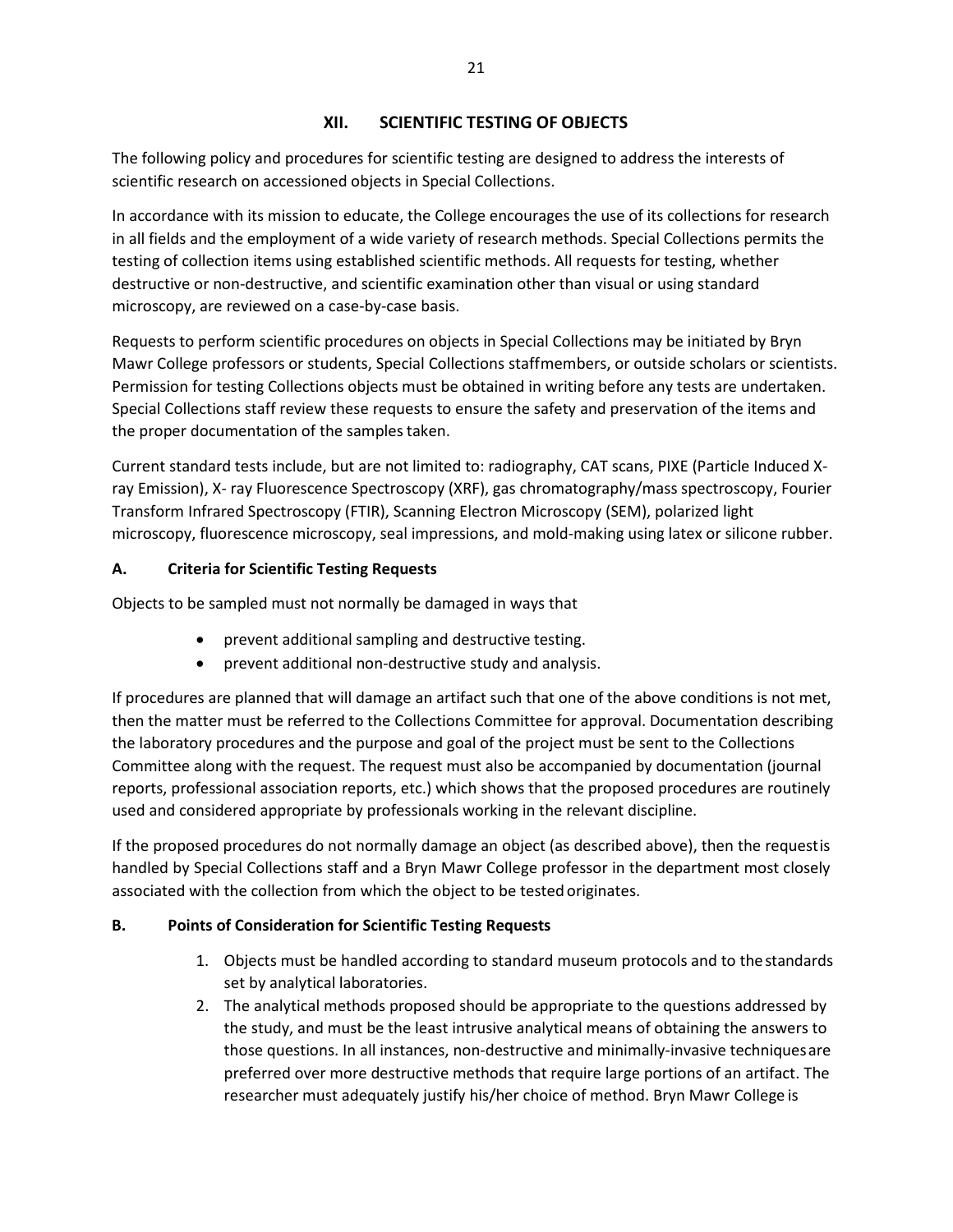## XII. SCIENTIFIC TESTING OF OBJECTS

The following policy and procedures for scientific testing are designed to address the interests of scientific research on accessioned objects in Special Collections.

In accordance with its mission to educate, the College encourages the use of its collections for research in all fields and the employment of a wide variety of research methods. Special Collections permits the testing of collection items using established scientific methods. All requests for testing, whether destructive or non-destructive, and scientific examination other than visual or using standard microscopy, are reviewed on a case-by-case basis.

Requests to perform scientific procedures on objects in Special Collections may be initiated by Bryn Mawr College professors or students, Special Collections staffmembers, or outside scholars or scientists. Permission for testing Collections objects must be obtained in writing before any tests are undertaken. Special Collections staff review these requests to ensure the safety and preservation of the items and the proper documentation of the samples taken.

Current standard tests include, but are not limited to: radiography, CAT scans, PIXE (Particle Induced X-ray Emission), X- ray Fluorescence Spectroscopy (XRF), gas chromatography/mass spectroscopy, Fourier Transform Infrared Spectroscopy (FTIR), Scanning Electron Microscopy (SEM), polarized light microscopy, fluorescence microscopy, seal impressions, and mold-making using latex or silicone rubber.

### A. Criteria for Scientific Testing Requests

Objects to be sampled must not normally be damaged in ways that

- prevent additional sampling and destructive testing.
- prevent additional non-destructive study and analysis.

If procedures are planned that will damage an artifact such that one of the above conditions is not met, then the matter must be referred to the Collections Committee for approval. Documentation describing the laboratory procedures and the purpose and goal of the project must be sent to the Collections Committee along with the request. The request must also be accompanied by documentation (journal reports, professional association reports, etc.) which shows that the proposed procedures are routinely used and considered appropriate by professionals working in the relevant discipline.

If the proposed procedures do not normally damage an object (as described above), then the requestis handled by Special Collections staff and a Bryn Mawr College professor in the department most closely associated with the collection from which the object to be tested originates.

### B. Points of Consideration for Scientific Testing Requests

1. Objects must be handled according to standard museum protocols and to the standards set by analytical laboratories.
2. The analytical methods proposed should be appropriate to the questions addressed by the study, and must be the least intrusive analytical means of obtaining the answers to those questions. In all instances, non-destructive and minimally-invasive techniques are preferred over more destructive methods that require large portions of an artifact. The researcher must adequately justify his/her choice of method. Bryn Mawr College is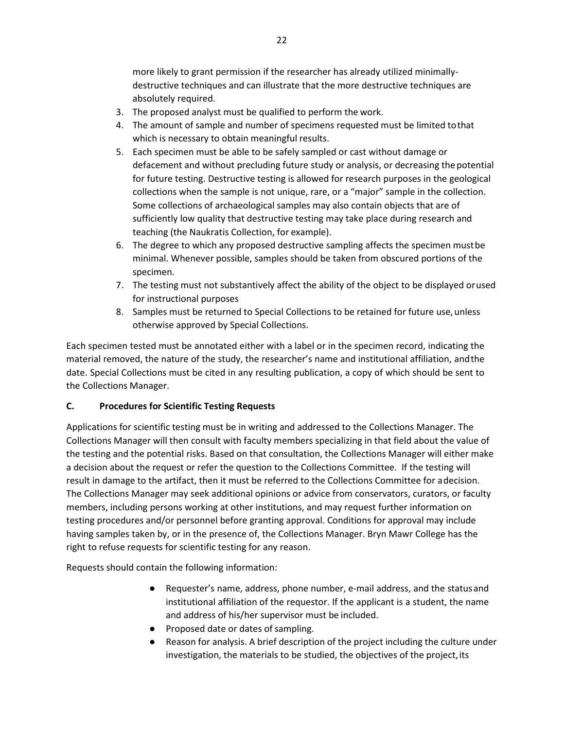more likely to grant permission if the researcher has already utilized minimally-destructive techniques and can illustrate that the more destructive techniques are absolutely required.

3. The proposed analyst must be qualified to perform the work.
4. The amount of sample and number of specimens requested must be limited to that which is necessary to obtain meaningful results.
5. Each specimen must be able to be safely sampled or cast without damage or defacement and without precluding future study or analysis, or decreasing the potential for future testing. Destructive testing is allowed for research purposes in the geological collections when the sample is not unique, rare, or a "major" sample in the collection. Some collections of archaeological samples may also contain objects that are of sufficiently low quality that destructive testing may take place during research and teaching (the Naukratis Collection, for example).
6. The degree to which any proposed destructive sampling affects the specimen must be minimal. Whenever possible, samples should be taken from obscured portions of the specimen.
7. The testing must not substantively affect the ability of the object to be displayed or used for instructional purposes
8. Samples must be returned to Special Collections to be retained for future use, unless otherwise approved by Special Collections.

Each specimen tested must be annotated either with a label or in the specimen record, indicating the material removed, the nature of the study, the researcher's name and institutional affiliation, and the date. Special Collections must be cited in any resulting publication, a copy of which should be sent to the Collections Manager.

### C. Procedures for Scientific Testing Requests

Applications for scientific testing must be in writing and addressed to the Collections Manager. The Collections Manager will then consult with faculty members specializing in that field about the value of the testing and the potential risks. Based on that consultation, the Collections Manager will either make a decision about the request or refer the question to the Collections Committee. If the testing will result in damage to the artifact, then it must be referred to the Collections Committee for a decision. The Collections Manager may seek additional opinions or advice from conservators, curators, or faculty members, including persons working at other institutions, and may request further information on testing procedures and/or personnel before granting approval. Conditions for approval may include having samples taken by, or in the presence of, the Collections Manager. Bryn Mawr College has the right to refuse requests for scientific testing for any reason.

Requests should contain the following information:

- Requester's name, address, phone number, e-mail address, and the status and institutional affiliation of the requestor. If the applicant is a student, the name and address of his/her supervisor must be included.
- Proposed date or dates of sampling.
- Reason for analysis. A brief description of the project including the culture under investigation, the materials to be studied, the objectives of the project, its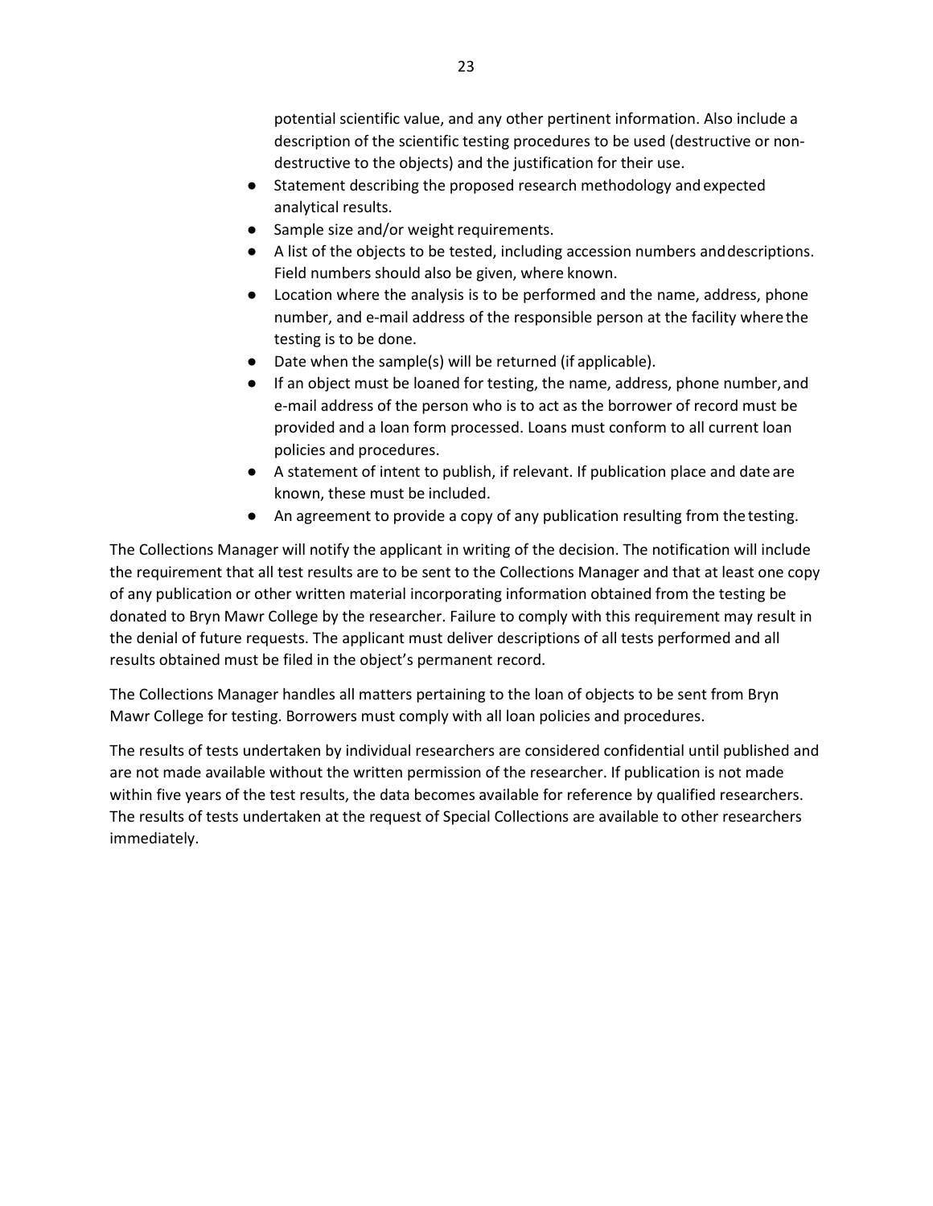potential scientific value, and any other pertinent information. Also include a description of the scientific testing procedures to be used (destructive or non-destructive to the objects) and the justification for their use.

- Statement describing the proposed research methodology and expected analytical results.
- Sample size and/or weight requirements.
- A list of the objects to be tested, including accession numbers and descriptions. Field numbers should also be given, where known.
- Location where the analysis is to be performed and the name, address, phone number, and e-mail address of the responsible person at the facility where the testing is to be done.
- Date when the sample(s) will be returned (if applicable).
- If an object must be loaned for testing, the name, address, phone number, and e-mail address of the person who is to act as the borrower of record must be provided and a loan form processed. Loans must conform to all current loan policies and procedures.
- A statement of intent to publish, if relevant. If publication place and date are known, these must be included.
- An agreement to provide a copy of any publication resulting from the testing.

The Collections Manager will notify the applicant in writing of the decision. The notification will include the requirement that all test results are to be sent to the Collections Manager and that at least one copy of any publication or other written material incorporating information obtained from the testing be donated to Bryn Mawr College by the researcher. Failure to comply with this requirement may result in the denial of future requests. The applicant must deliver descriptions of all tests performed and all results obtained must be filed in the object's permanent record.

The Collections Manager handles all matters pertaining to the loan of objects to be sent from Bryn Mawr College for testing. Borrowers must comply with all loan policies and procedures.

The results of tests undertaken by individual researchers are considered confidential until published and are not made available without the written permission of the researcher. If publication is not made within five years of the test results, the data becomes available for reference by qualified researchers. The results of tests undertaken at the request of Special Collections are available to other researchers immediately.